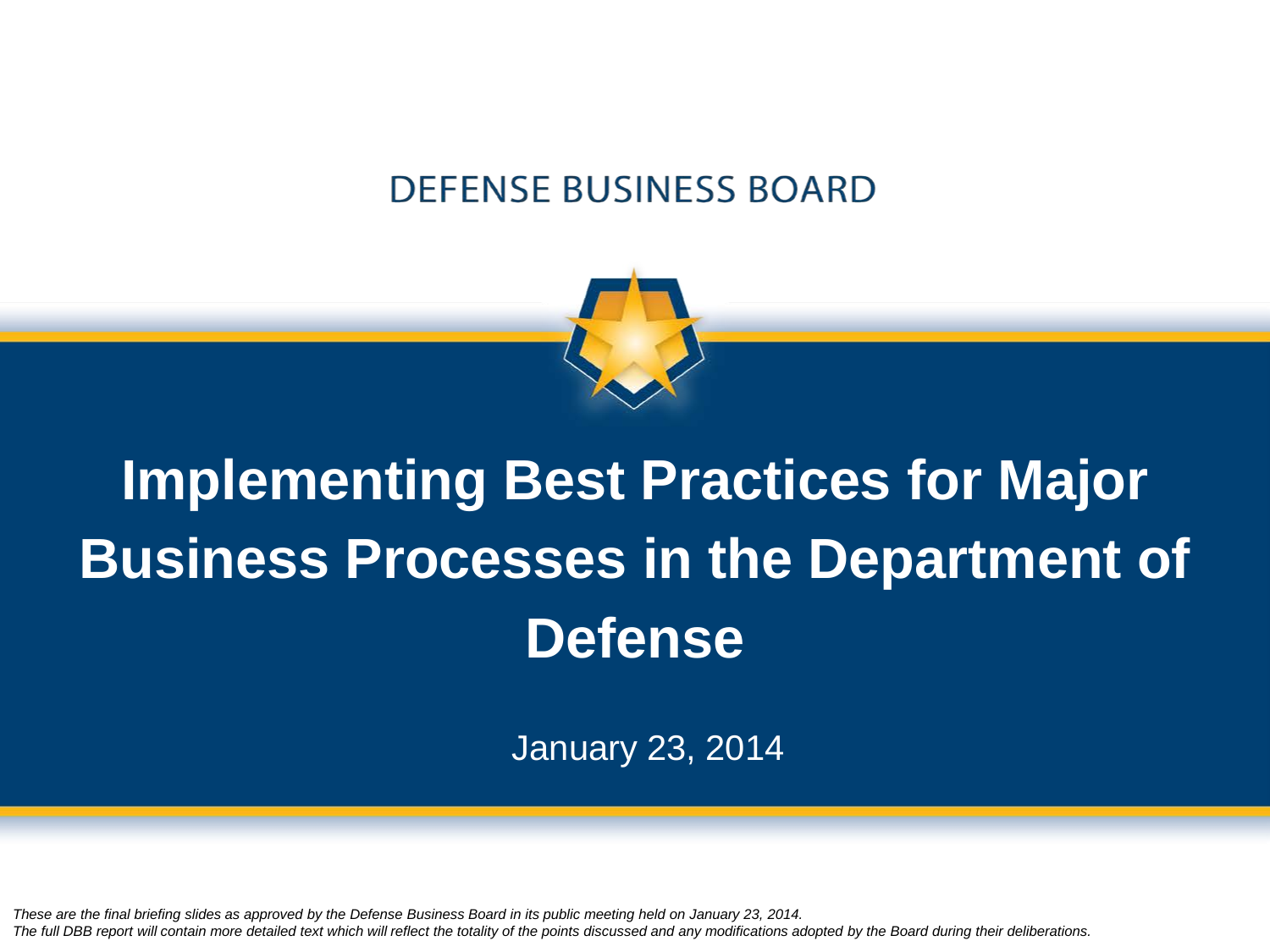DEFENSE BUSINESS BOARD

# Implementing Best Practices for Major Business Processes in the Department of Defense

January 23, 2014

*These are the final briefing slides as approved by the Defense Business Board in its public meeting held on January 23, 2014.*
*The full DBB report will contain more detailed text which will reflect the totality of the points discussed and any modifications adopted by the Board during their deliberations.*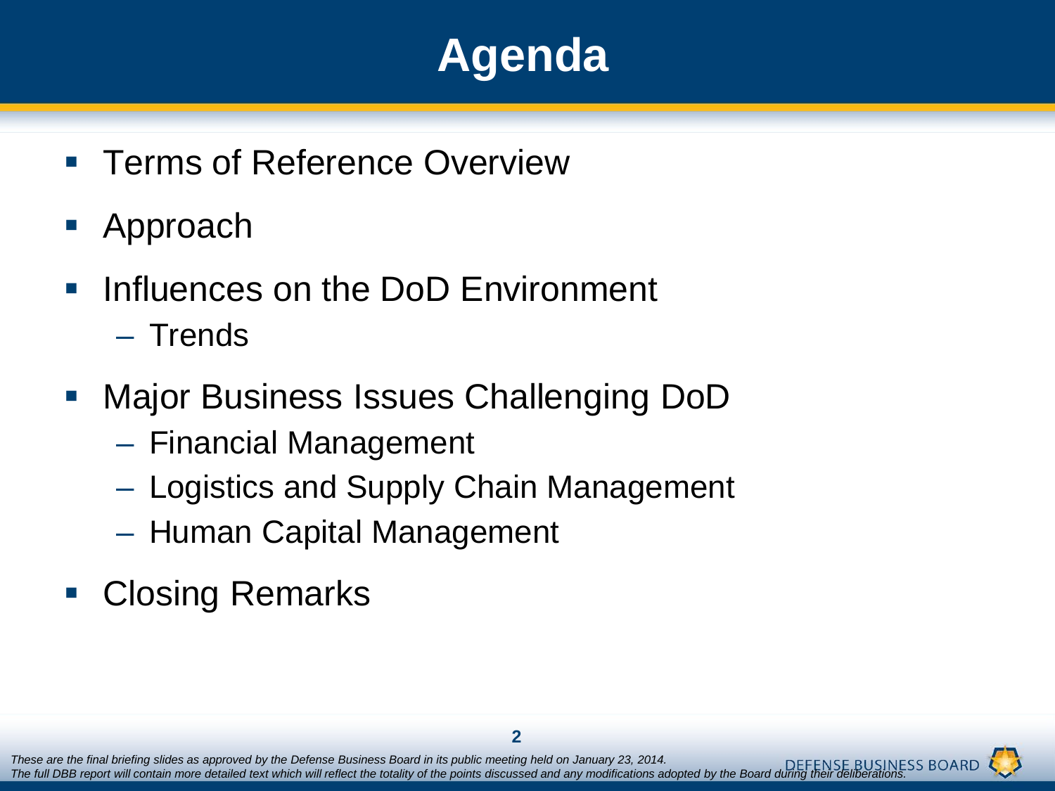# Agenda

- Terms of Reference Overview
- Approach
- Influences on the DoD Environment
  - Trends
- Major Business Issues Challenging DoD
  - Financial Management
  - Logistics and Supply Chain Management
  - Human Capital Management
- Closing Remarks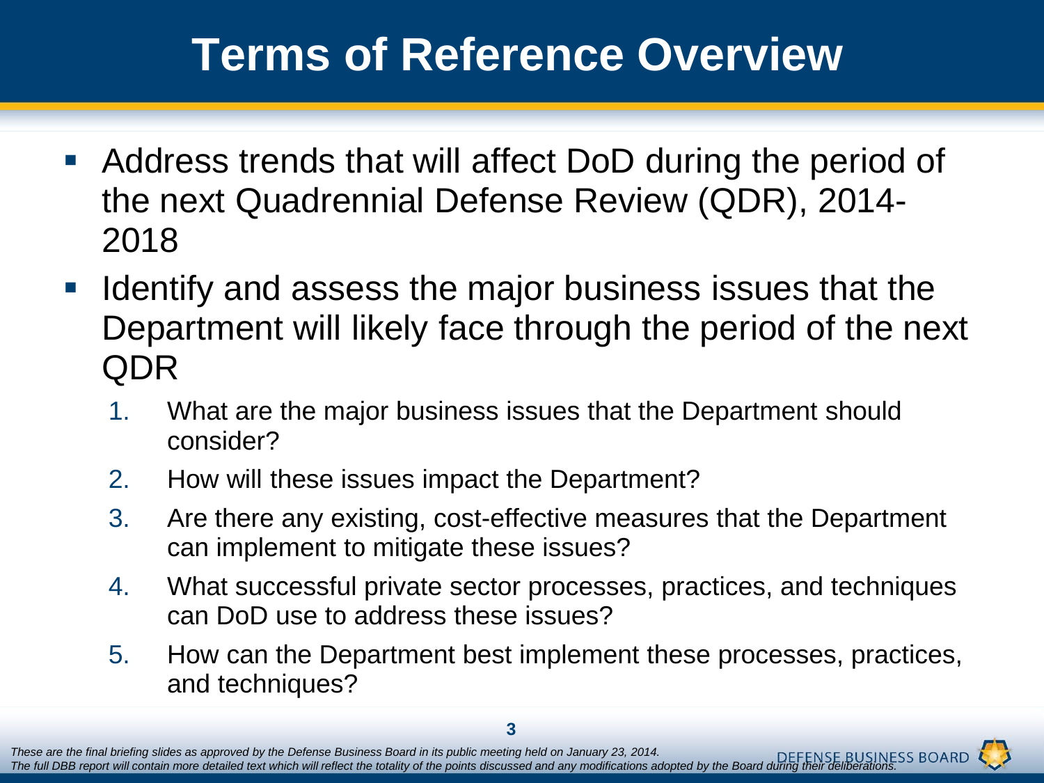# Terms of Reference Overview

- Address trends that will affect DoD during the period of the next Quadrennial Defense Review (QDR), 2014-2018
- Identify and assess the major business issues that the Department will likely face through the period of the next QDR
  1. What are the major business issues that the Department should consider?
  2. How will these issues impact the Department?
  3. Are there any existing, cost-effective measures that the Department can implement to mitigate these issues?
  4. What successful private sector processes, practices, and techniques can DoD use to address these issues?
  5. How can the Department best implement these processes, practices, and techniques?

*These are the final briefing slides as approved by the Defense Business Board in its public meeting held on January 23, 2014. The full DBB report will contain more detailed text which will reflect the totality of the points discussed and any modifications adopted by the Board during their deliberations.*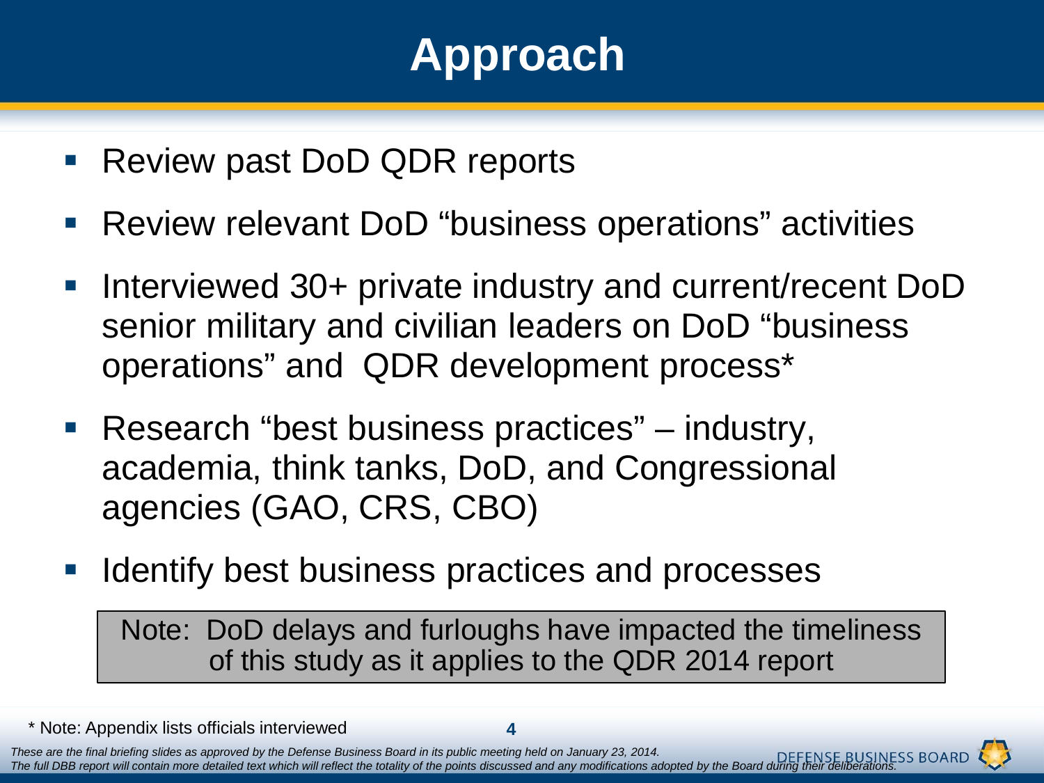# Approach

- Review past DoD QDR reports
- Review relevant DoD "business operations" activities
- Interviewed 30+ private industry and current/recent DoD senior military and civilian leaders on DoD "business operations" and QDR development process*
- Research "best business practices" – industry, academia, think tanks, DoD, and Congressional agencies (GAO, CRS, CBO)
- Identify best business practices and processes

> Note: DoD delays and furloughs have impacted the timeliness of this study as it applies to the QDR 2014 report

\* Note: Appendix lists officials interviewed

*These are the final briefing slides as approved by the Defense Business Board in its public meeting held on January 23, 2014. The full DBB report will contain more detailed text which will reflect the totality of the points discussed and any modifications adopted by the Board during their deliberations.*

DEFENSE BUSINESS BOARD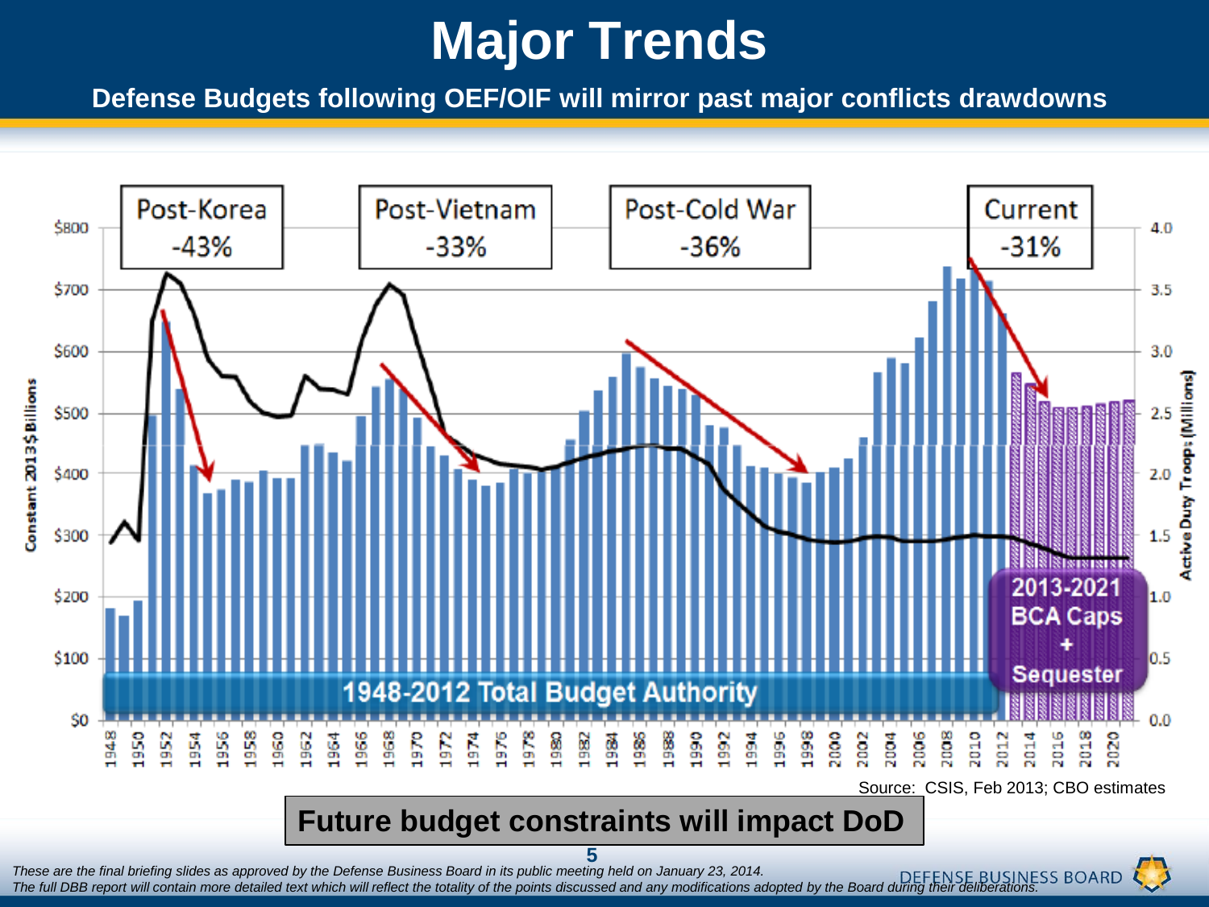# Major Trends

**Defense Budgets following OEF/OIF will mirror past major conflicts drawdowns**

Post-Korea -43%

Post-Vietnam -33%

Post-Cold War -36%

Current -31%

1948-2012 Total Budget Authority

2013-2021 BCA Caps + Sequester

Constant 2013 $ Billions

Active Duty Troops (Millions)

Source: CSIS, Feb 2013; CBO estimates

**Future budget constraints will impact DoD**

*These are the final briefing slides as approved by the Defense Business Board in its public meeting held on January 23, 2014.*
*The full DBB report will contain more detailed text which will reflect the totality of the points discussed and any modifications adopted by the Board during their deliberations.*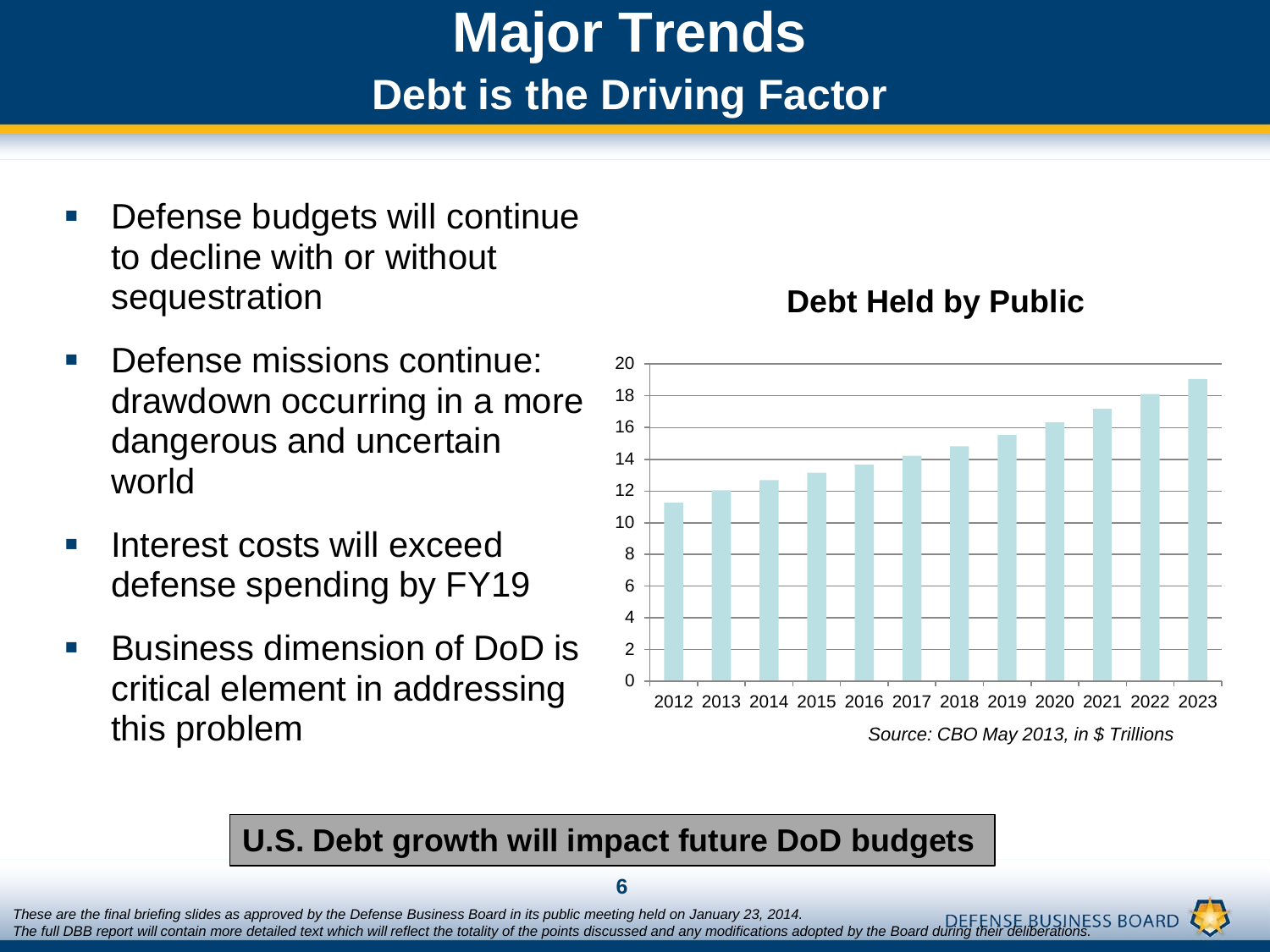# Major Trends

## Debt is the Driving Factor

- Defense budgets will continue to decline with or without sequestration
- Defense missions continue: drawdown occurring in a more dangerous and uncertain world
- Interest costs will exceed defense spending by FY19
- Business dimension of DoD is critical element in addressing this problem

**Debt Held by Public**

*Source: CBO May 2013, in $ Trillions*

**U.S. Debt growth will impact future DoD budgets**

*These are the final briefing slides as approved by the Defense Business Board in its public meeting held on January 23, 2014. The full DBB report will contain more detailed text which will reflect the totality of the points discussed and any modifications adopted by the Board during their deliberations.*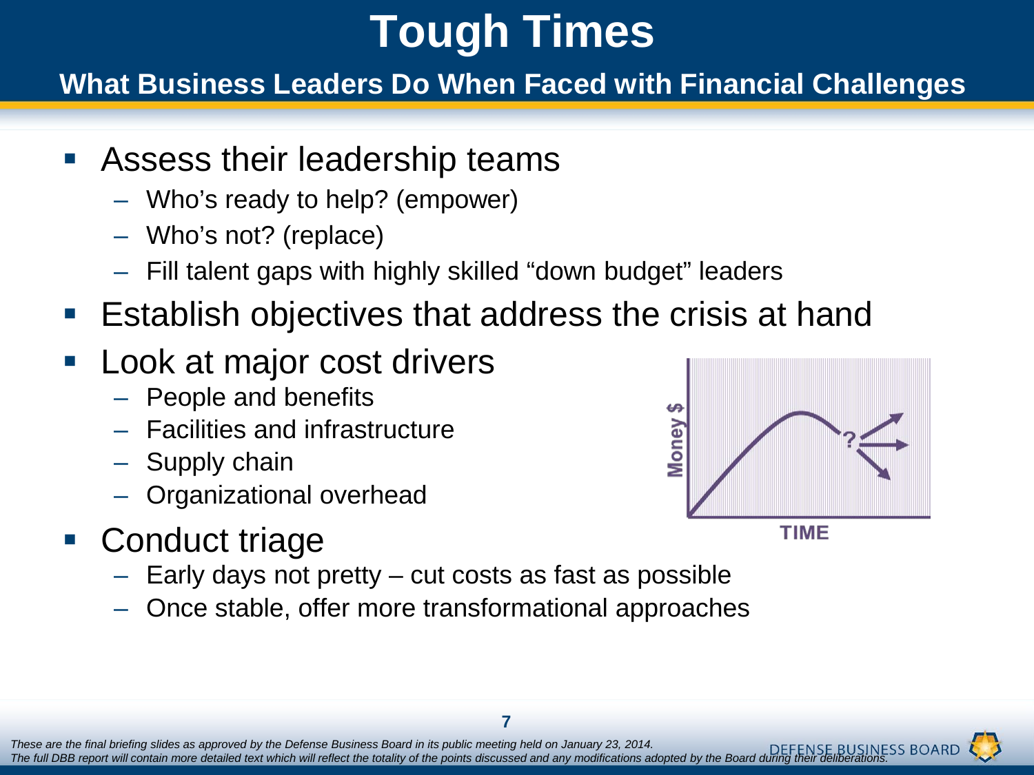# Tough Times

## What Business Leaders Do When Faced with Financial Challenges

- Assess their leadership teams
  - Who's ready to help? (empower)
  - Who's not? (replace)
  - Fill talent gaps with highly skilled "down budget" leaders
- Establish objectives that address the crisis at hand
- Look at major cost drivers
  - People and benefits
  - Facilities and infrastructure
  - Supply chain
  - Organizational overhead
- Conduct triage
  - Early days not pretty – cut costs as fast as possible
  - Once stable, offer more transformational approaches

*These are the final briefing slides as approved by the Defense Business Board in its public meeting held on January 23, 2014.*
*The full DBB report will contain more detailed text which will reflect the totality of the points discussed and any modifications adopted by the Board during their deliberations.*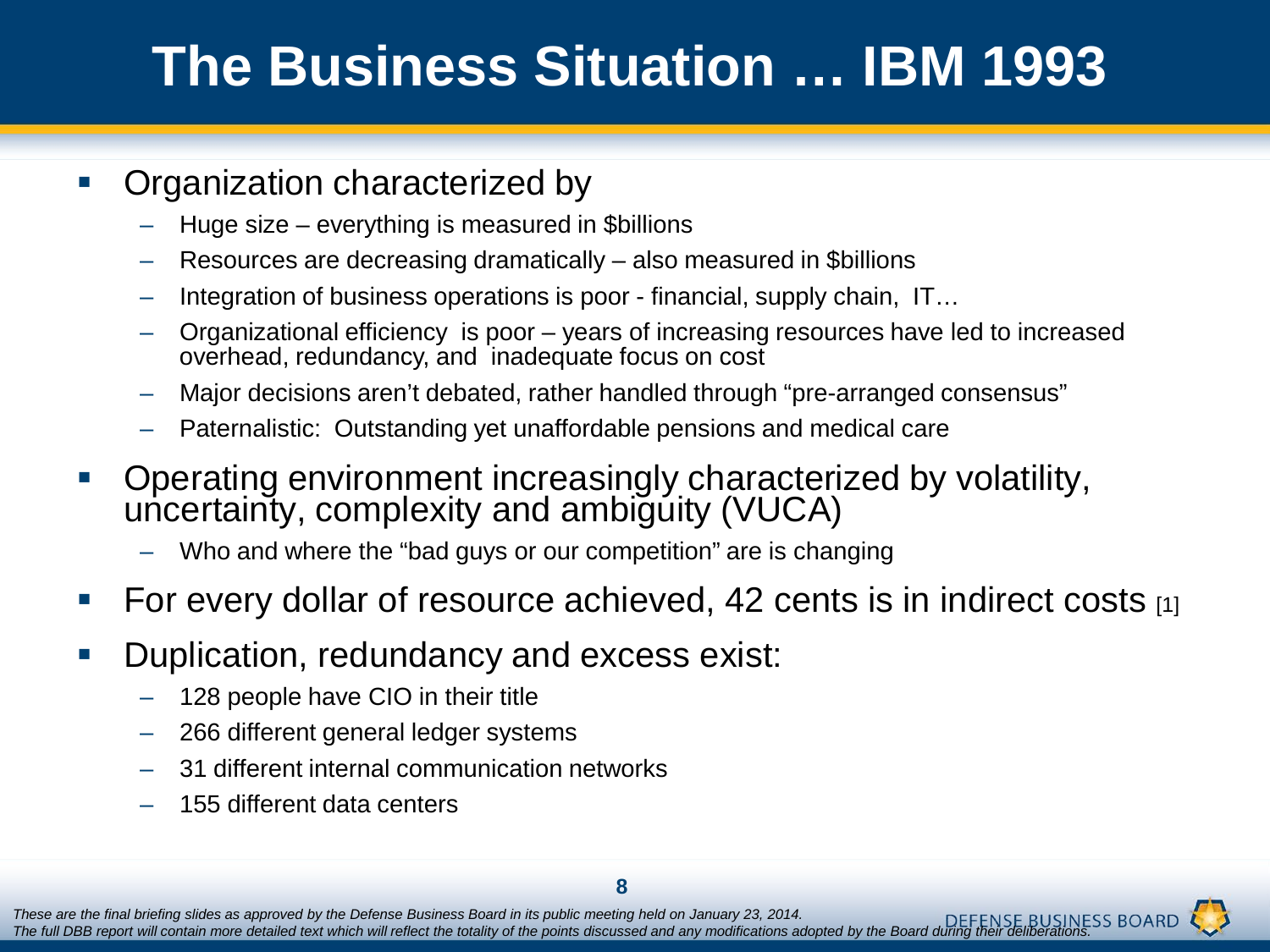# The Business Situation … IBM 1993

- Organization characterized by
  - Huge size – everything is measured in $billions
  - Resources are decreasing dramatically – also measured in $billions
  - Integration of business operations is poor - financial, supply chain, IT…
  - Organizational efficiency is poor – years of increasing resources have led to increased overhead, redundancy, and inadequate focus on cost
  - Major decisions aren't debated, rather handled through "pre-arranged consensus"
  - Paternalistic: Outstanding yet unaffordable pensions and medical care
- Operating environment increasingly characterized by volatility, uncertainty, complexity and ambiguity (VUCA)
  - Who and where the "bad guys or our competition" are is changing
- For every dollar of resource achieved, 42 cents is in indirect costs [1]
- Duplication, redundancy and excess exist:
  - 128 people have CIO in their title
  - 266 different general ledger systems
  - 31 different internal communication networks
  - 155 different data centers

*These are the final briefing slides as approved by the Defense Business Board in its public meeting held on January 23, 2014.*
*The full DBB report will contain more detailed text which will reflect the totality of the points discussed and any modifications adopted by the Board during their deliberations.*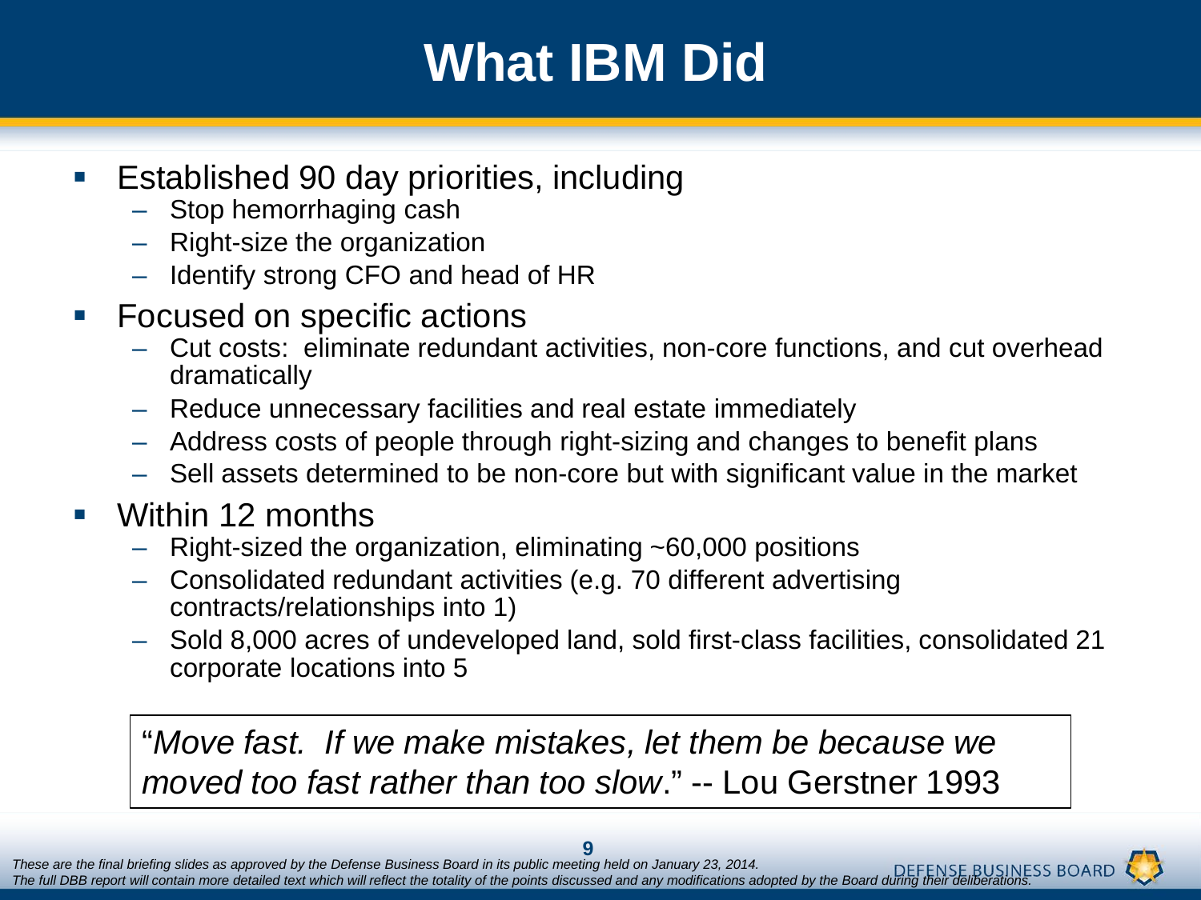# What IBM Did

- Established 90 day priorities, including
  - Stop hemorrhaging cash
  - Right-size the organization
  - Identify strong CFO and head of HR
- Focused on specific actions
  - Cut costs: eliminate redundant activities, non-core functions, and cut overhead dramatically
  - Reduce unnecessary facilities and real estate immediately
  - Address costs of people through right-sizing and changes to benefit plans
  - Sell assets determined to be non-core but with significant value in the market
- Within 12 months
  - Right-sized the organization, eliminating ~60,000 positions
  - Consolidated redundant activities (e.g. 70 different advertising contracts/relationships into 1)
  - Sold 8,000 acres of undeveloped land, sold first-class facilities, consolidated 21 corporate locations into 5

> "*Move fast. If we make mistakes, let them be because we moved too fast rather than too slow*." -- Lou Gerstner 1993

*These are the final briefing slides as approved by the Defense Business Board in its public meeting held on January 23, 2014. The full DBB report will contain more detailed text which will reflect the totality of the points discussed and any modifications adopted by the Board during their deliberations.*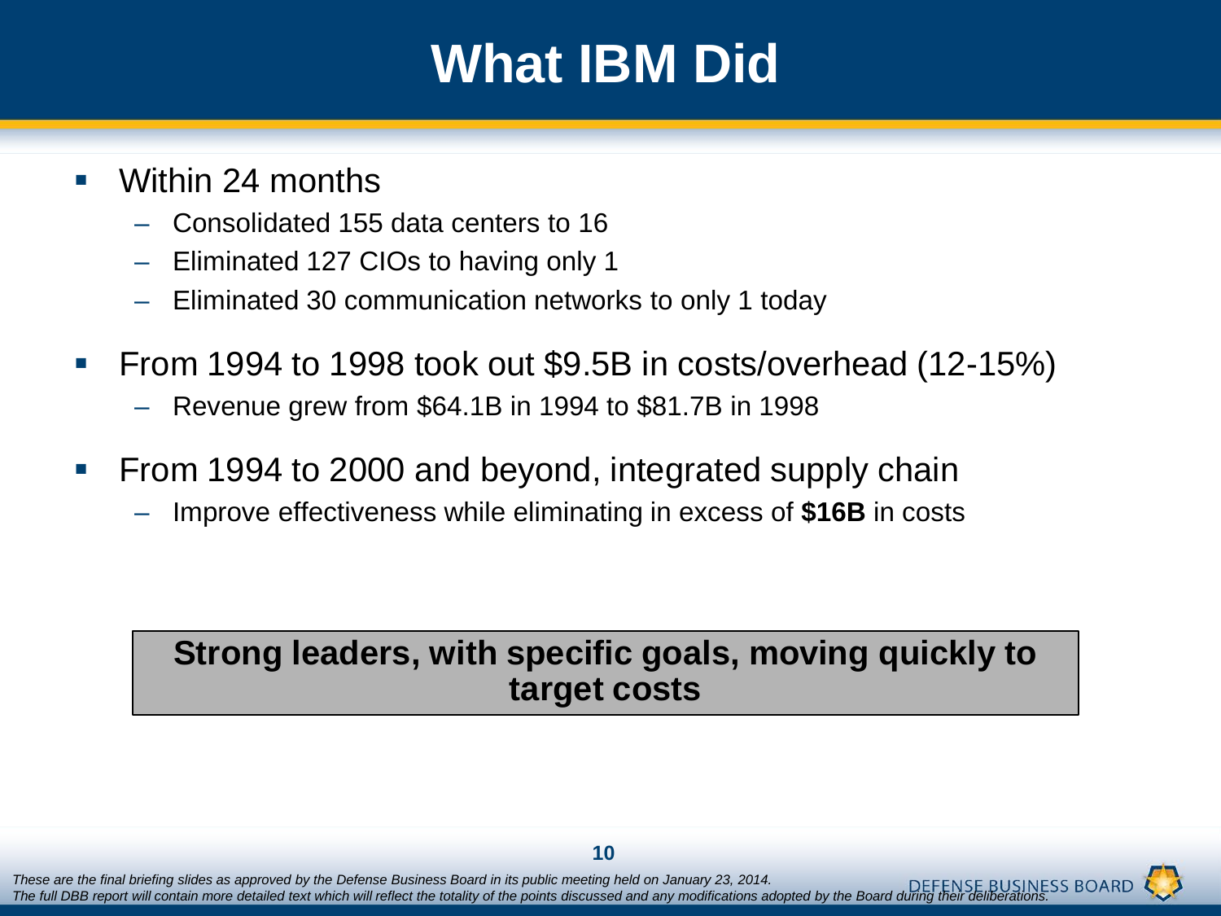# What IBM Did

- Within 24 months
  - Consolidated 155 data centers to 16
  - Eliminated 127 CIOs to having only 1
  - Eliminated 30 communication networks to only 1 today
- From 1994 to 1998 took out $9.5B in costs/overhead (12-15%)
  - Revenue grew from $64.1B in 1994 to $81.7B in 1998
- From 1994 to 2000 and beyond, integrated supply chain
  - Improve effectiveness while eliminating in excess of **$16B** in costs

**Strong leaders, with specific goals, moving quickly to target costs**

*These are the final briefing slides as approved by the Defense Business Board in its public meeting held on January 23, 2014.*
*The full DBB report will contain more detailed text which will reflect the totality of the points discussed and any modifications adopted by the Board during their deliberations.*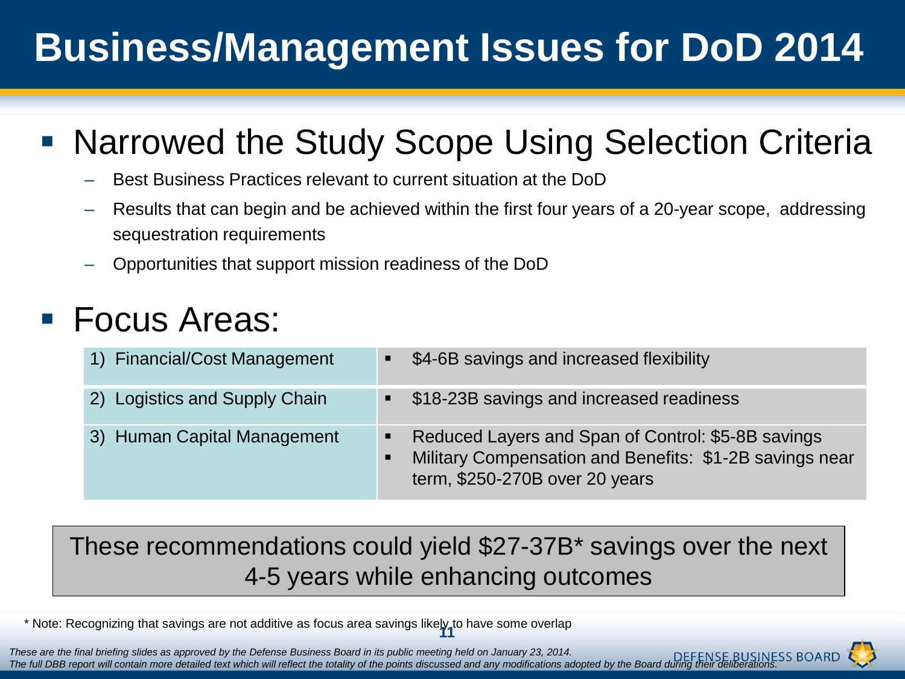# Business/Management Issues for DoD 2014

- Narrowed the Study Scope Using Selection Criteria
  - Best Business Practices relevant to current situation at the DoD
  - Results that can begin and be achieved within the first four years of a 20-year scope, addressing sequestration requirements
  - Opportunities that support mission readiness of the DoD

- Focus Areas:

| Focus Area | Savings |
|---|---|
| 1) Financial/Cost Management | ▪ $4-6B savings and increased flexibility |
| 2) Logistics and Supply Chain | ▪ $18-23B savings and increased readiness |
| 3) Human Capital Management | ▪ Reduced Layers and Span of Control: $5-8B savings<br>▪ Military Compensation and Benefits: $1-2B savings near term, $250-270B over 20 years |

These recommendations could yield $27-37B* savings over the next 4-5 years while enhancing outcomes

* Note: Recognizing that savings are not additive as focus area savings likely to have some overlap

*These are the final briefing slides as approved by the Defense Business Board in its public meeting held on January 23, 2014. The full DBB report will contain more detailed text which will reflect the totality of the points discussed and any modifications adopted by the Board during their deliberations.*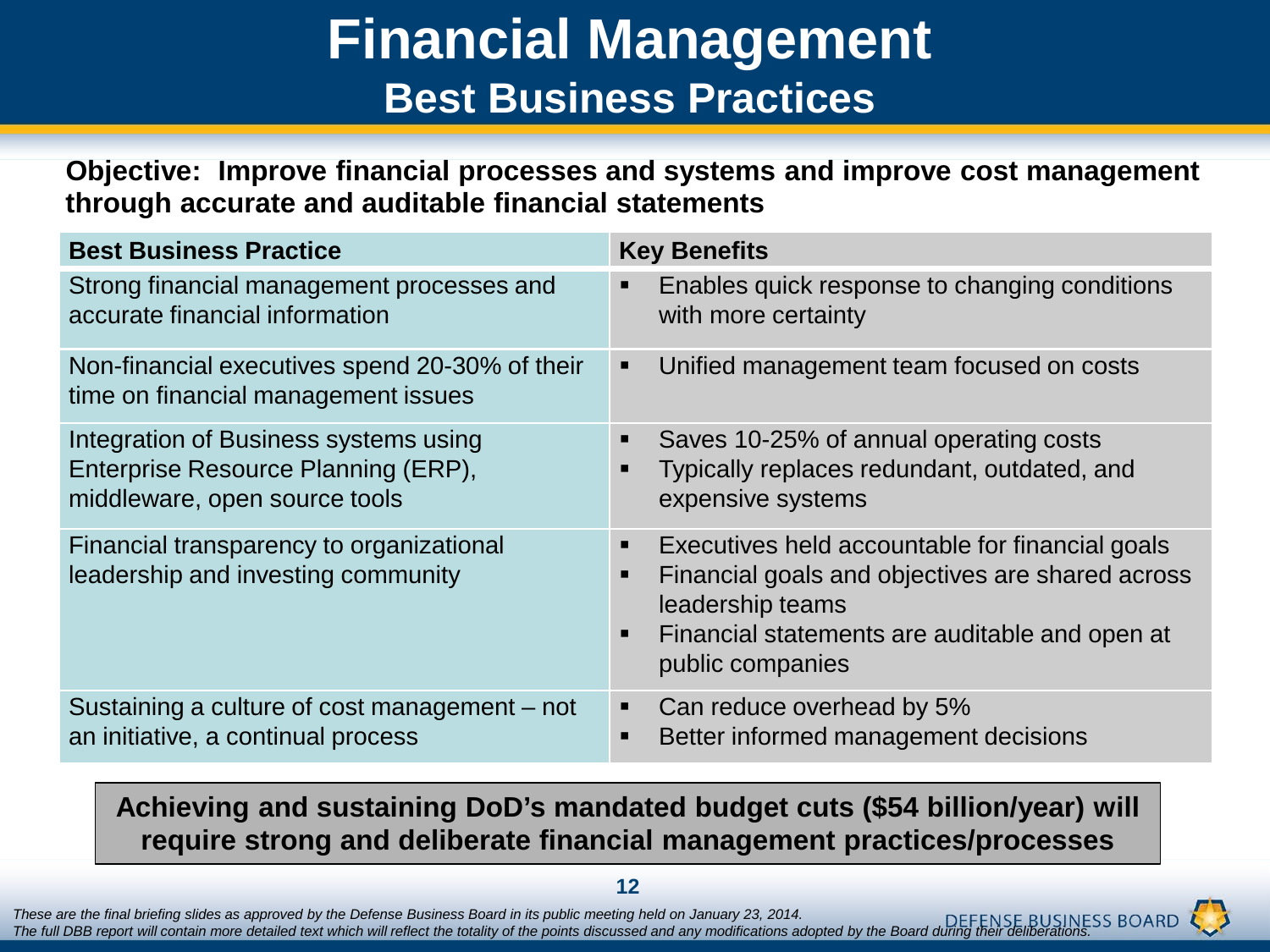# Financial Management

## Best Business Practices

**Objective: Improve financial processes and systems and improve cost management through accurate and auditable financial statements**

| Best Business Practice | Key Benefits |
| --- | --- |
| Strong financial management processes and accurate financial information | ▪ Enables quick response to changing conditions with more certainty |
| Non-financial executives spend 20-30% of their time on financial management issues | ▪ Unified management team focused on costs |
| Integration of Business systems using Enterprise Resource Planning (ERP), middleware, open source tools | ▪ Saves 10-25% of annual operating costs<br>▪ Typically replaces redundant, outdated, and expensive systems |
| Financial transparency to organizational leadership and investing community | ▪ Executives held accountable for financial goals<br>▪ Financial goals and objectives are shared across leadership teams<br>▪ Financial statements are auditable and open at public companies |
| Sustaining a culture of cost management – not an initiative, a continual process | ▪ Can reduce overhead by 5%<br>▪ Better informed management decisions |

**Achieving and sustaining DoD's mandated budget cuts ($54 billion/year) will require strong and deliberate financial management practices/processes**

*These are the final briefing slides as approved by the Defense Business Board in its public meeting held on January 23, 2014.*
*The full DBB report will contain more detailed text which will reflect the totality of the points discussed and any modifications adopted by the Board during their deliberations.*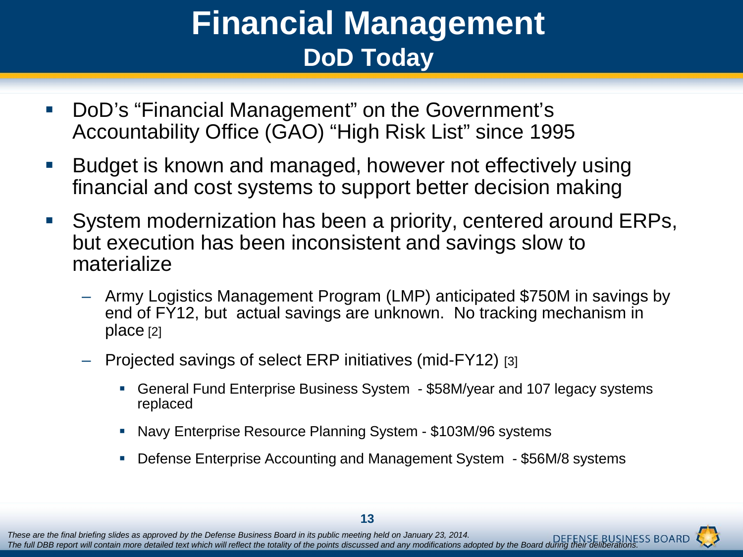# Financial Management

## DoD Today

- DoD's "Financial Management" on the Government's Accountability Office (GAO) "High Risk List" since 1995
- Budget is known and managed, however not effectively using financial and cost systems to support better decision making
- System modernization has been a priority, centered around ERPs, but execution has been inconsistent and savings slow to materialize
  - Army Logistics Management Program (LMP) anticipated $750M in savings by end of FY12, but actual savings are unknown. No tracking mechanism in place [2]
  - Projected savings of select ERP initiatives (mid-FY12) [3]
    - General Fund Enterprise Business System - $58M/year and 107 legacy systems replaced
    - Navy Enterprise Resource Planning System - $103M/96 systems
    - Defense Enterprise Accounting and Management System - $56M/8 systems

*These are the final briefing slides as approved by the Defense Business Board in its public meeting held on January 23, 2014.*
*The full DBB report will contain more detailed text which will reflect the totality of the points discussed and any modifications adopted by the Board during their deliberations.*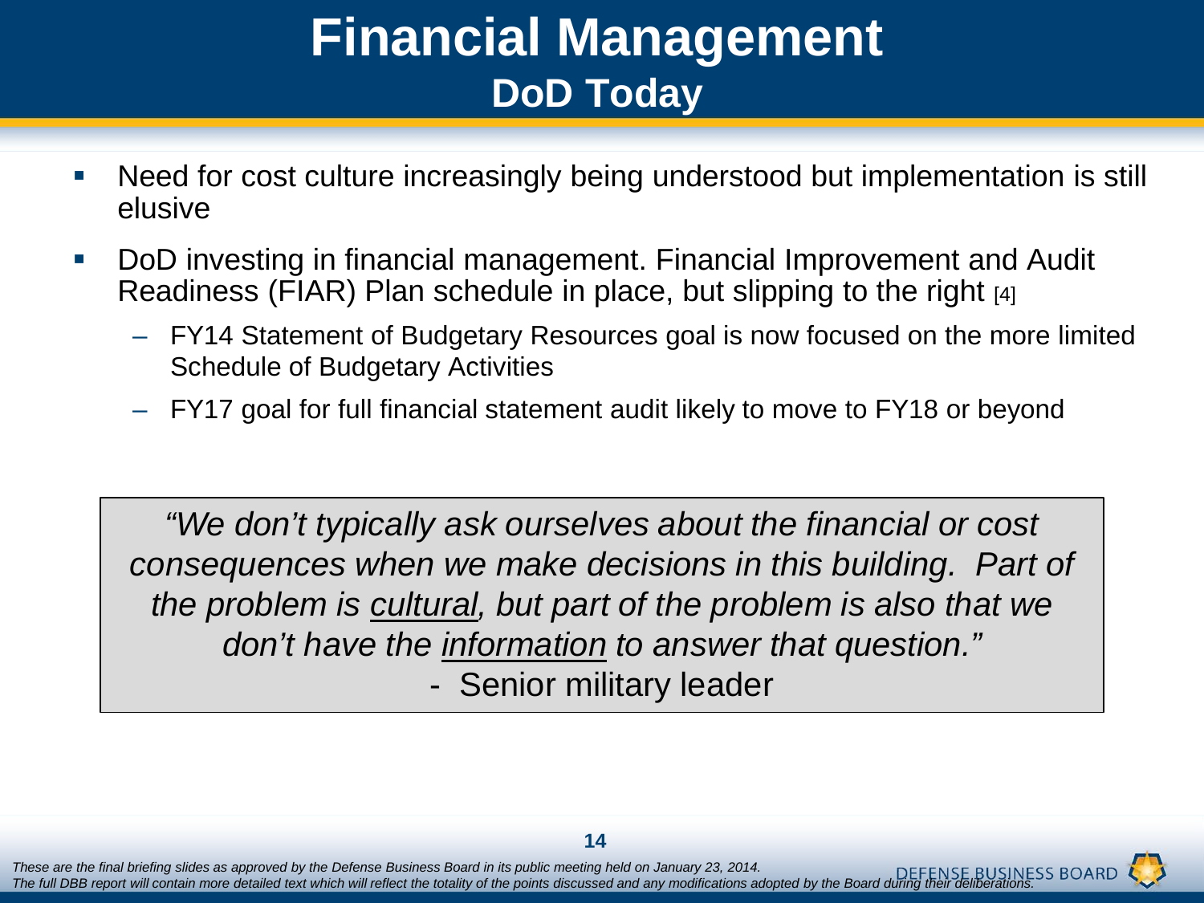# Financial Management

## DoD Today

- Need for cost culture increasingly being understood but implementation is still elusive
- DoD investing in financial management. Financial Improvement and Audit Readiness (FIAR) Plan schedule in place, but slipping to the right [4]
  - FY14 Statement of Budgetary Resources goal is now focused on the more limited Schedule of Budgetary Activities
  - FY17 goal for full financial statement audit likely to move to FY18 or beyond

> *"We don't typically ask ourselves about the financial or cost consequences when we make decisions in this building. Part of the problem is cultural, but part of the problem is also that we don't have the information to answer that question."*
>
> \- Senior military leader

*These are the final briefing slides as approved by the Defense Business Board in its public meeting held on January 23, 2014. The full DBB report will contain more detailed text which will reflect the totality of the points discussed and any modifications adopted by the Board during their deliberations.*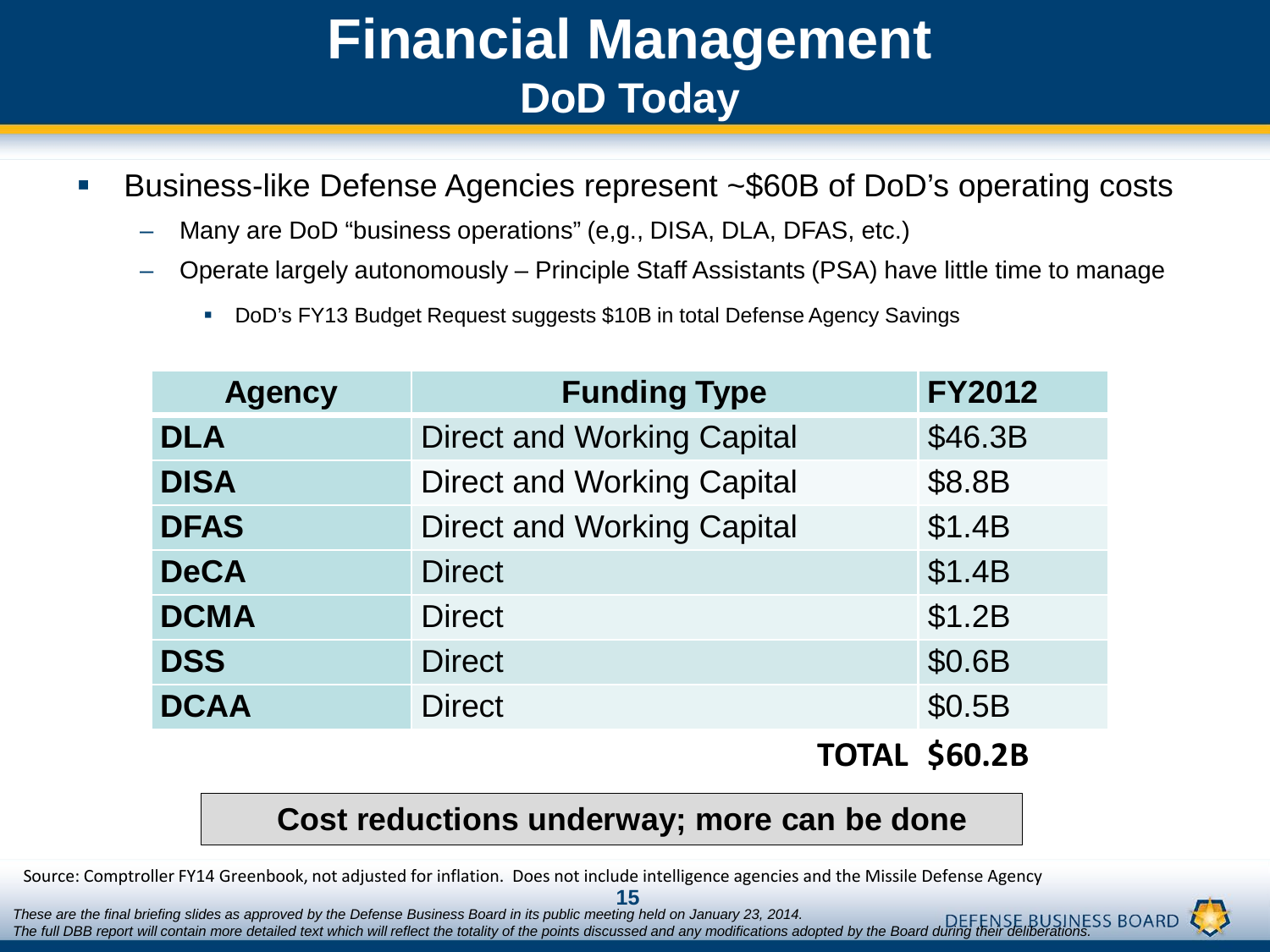# Financial Management

## DoD Today

- Business-like Defense Agencies represent ~$60B of DoD's operating costs
  - Many are DoD "business operations" (e,g., DISA, DLA, DFAS, etc.)
  - Operate largely autonomously – Principle Staff Assistants (PSA) have little time to manage
    - DoD's FY13 Budget Request suggests $10B in total Defense Agency Savings

| Agency | Funding Type | FY2012 |
|---|---|---|
| **DLA** | Direct and Working Capital | $46.3B |
| **DISA** | Direct and Working Capital | $8.8B |
| **DFAS** | Direct and Working Capital | $1.4B |
| **DeCA** | Direct | $1.4B |
| **DCMA** | Direct | $1.2B |
| **DSS** | Direct | $0.6B |
| **DCAA** | Direct | $0.5B |
| | **TOTAL** | **$60.2B** |

**Cost reductions underway; more can be done**

Source: Comptroller FY14 Greenbook, not adjusted for inflation. Does not include intelligence agencies and the Missile Defense Agency

*These are the final briefing slides as approved by the Defense Business Board in its public meeting held on January 23, 2014. The full DBB report will contain more detailed text which will reflect the totality of the points discussed and any modifications adopted by the Board during their deliberations.*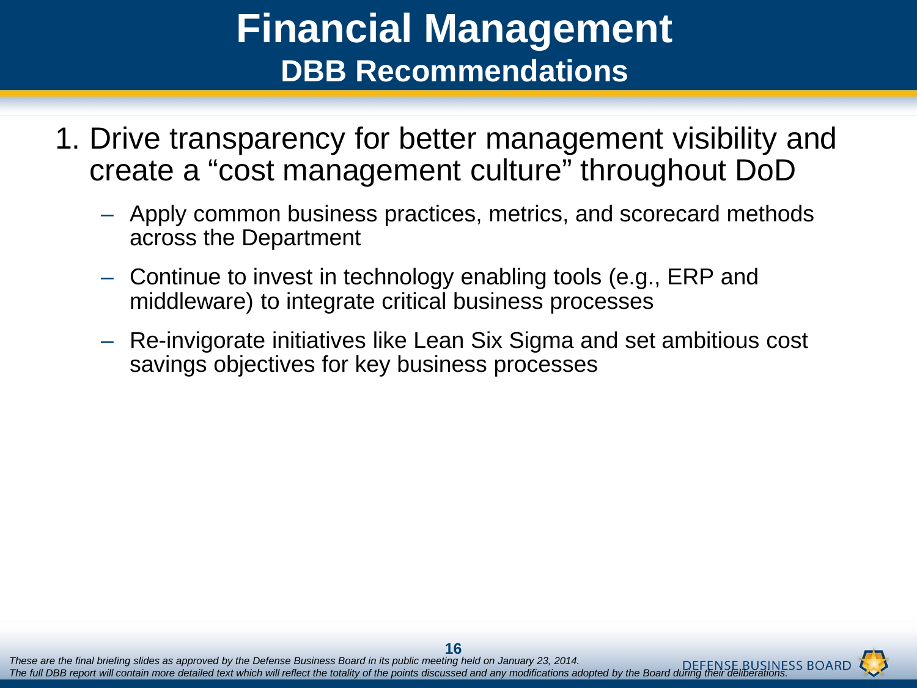# Financial Management

## DBB Recommendations

1. Drive transparency for better management visibility and create a "cost management culture" throughout DoD
   - Apply common business practices, metrics, and scorecard methods across the Department
   - Continue to invest in technology enabling tools (e.g., ERP and middleware) to integrate critical business processes
   - Re-invigorate initiatives like Lean Six Sigma and set ambitious cost savings objectives for key business processes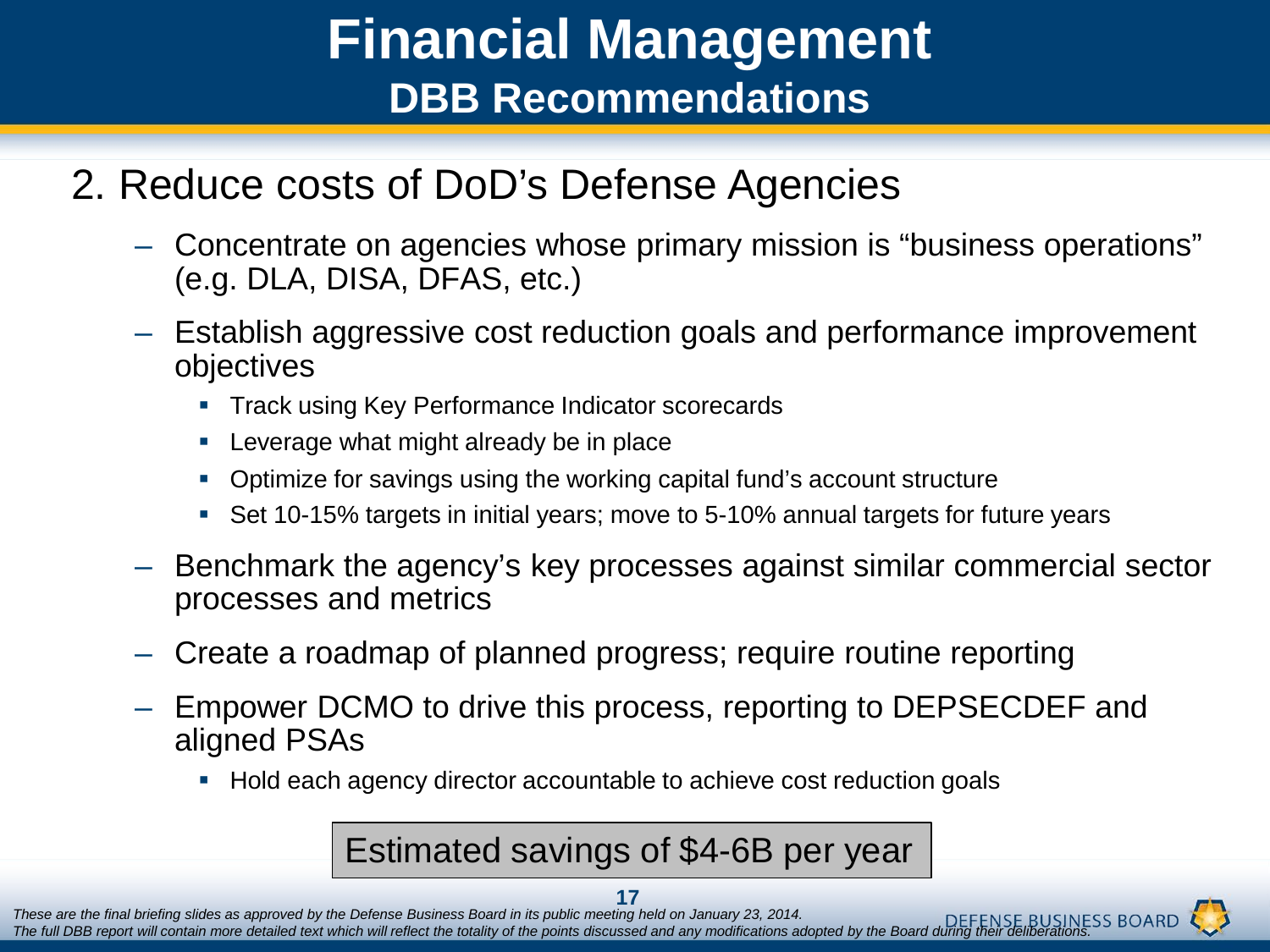# Financial Management

## DBB Recommendations

2. Reduce costs of DoD's Defense Agencies

   - Concentrate on agencies whose primary mission is "business operations" (e.g. DLA, DISA, DFAS, etc.)
   - Establish aggressive cost reduction goals and performance improvement objectives
     - Track using Key Performance Indicator scorecards
     - Leverage what might already be in place
     - Optimize for savings using the working capital fund's account structure
     - Set 10-15% targets in initial years; move to 5-10% annual targets for future years
   - Benchmark the agency's key processes against similar commercial sector processes and metrics
   - Create a roadmap of planned progress; require routine reporting
   - Empower DCMO to drive this process, reporting to DEPSECDEF and aligned PSAs
     - Hold each agency director accountable to achieve cost reduction goals

**Estimated savings of $4-6B per year**

*These are the final briefing slides as approved by the Defense Business Board in its public meeting held on January 23, 2014. The full DBB report will contain more detailed text which will reflect the totality of the points discussed and any modifications adopted by the Board during their deliberations.*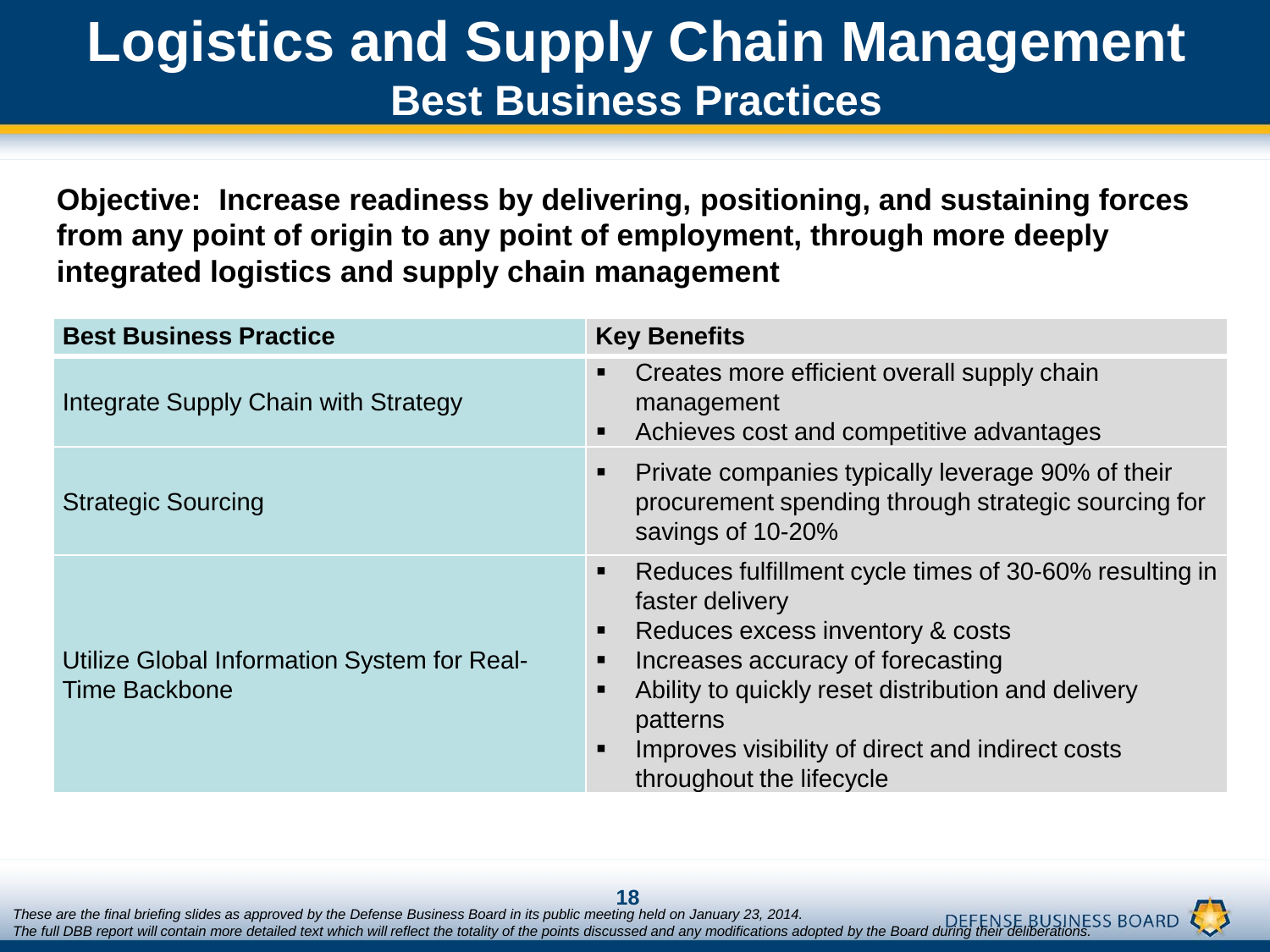# Logistics and Supply Chain Management

## Best Business Practices

**Objective: Increase readiness by delivering, positioning, and sustaining forces from any point of origin to any point of employment, through more deeply integrated logistics and supply chain management**

| Best Business Practice | Key Benefits |
|---|---|
| Integrate Supply Chain with Strategy | ▪ Creates more efficient overall supply chain management<br>▪ Achieves cost and competitive advantages |
| Strategic Sourcing | ▪ Private companies typically leverage 90% of their procurement spending through strategic sourcing for savings of 10-20% |
| Utilize Global Information System for Real-Time Backbone | ▪ Reduces fulfillment cycle times of 30-60% resulting in faster delivery<br>▪ Reduces excess inventory & costs<br>▪ Increases accuracy of forecasting<br>▪ Ability to quickly reset distribution and delivery patterns<br>▪ Improves visibility of direct and indirect costs throughout the lifecycle |

*These are the final briefing slides as approved by the Defense Business Board in its public meeting held on January 23, 2014.*
*The full DBB report will contain more detailed text which will reflect the totality of the points discussed and any modifications adopted by the Board during their deliberations.*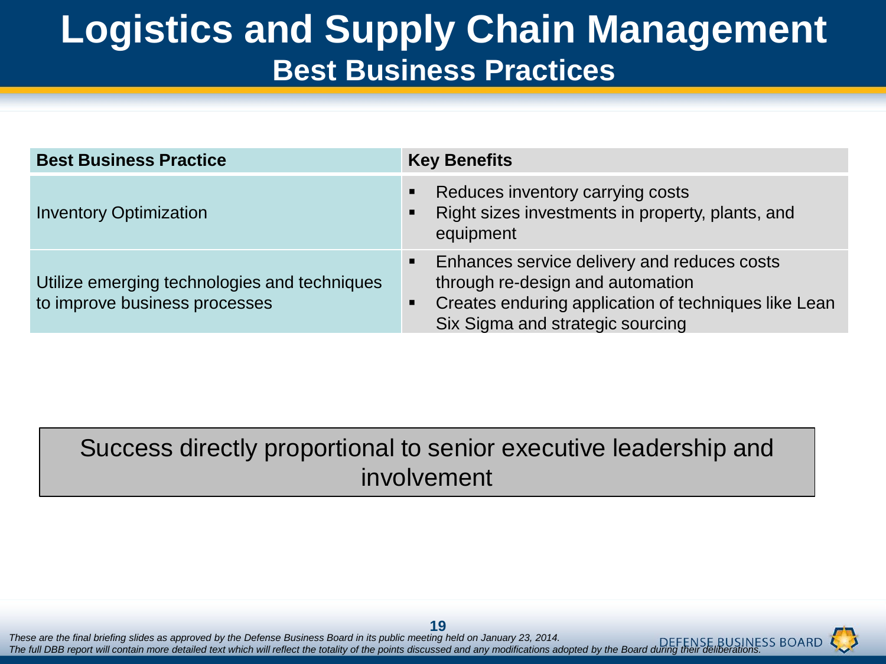# Logistics and Supply Chain Management

## Best Business Practices

| Best Business Practice | Key Benefits |
| --- | --- |
| Inventory Optimization | ▪ Reduces inventory carrying costs<br>▪ Right sizes investments in property, plants, and equipment |
| Utilize emerging technologies and techniques to improve business processes | ▪ Enhances service delivery and reduces costs through re-design and automation<br>▪ Creates enduring application of techniques like Lean Six Sigma and strategic sourcing |

Success directly proportional to senior executive leadership and involvement

*These are the final briefing slides as approved by the Defense Business Board in its public meeting held on January 23, 2014.*
*The full DBB report will contain more detailed text which will reflect the totality of the points discussed and any modifications adopted by the Board during their deliberations.*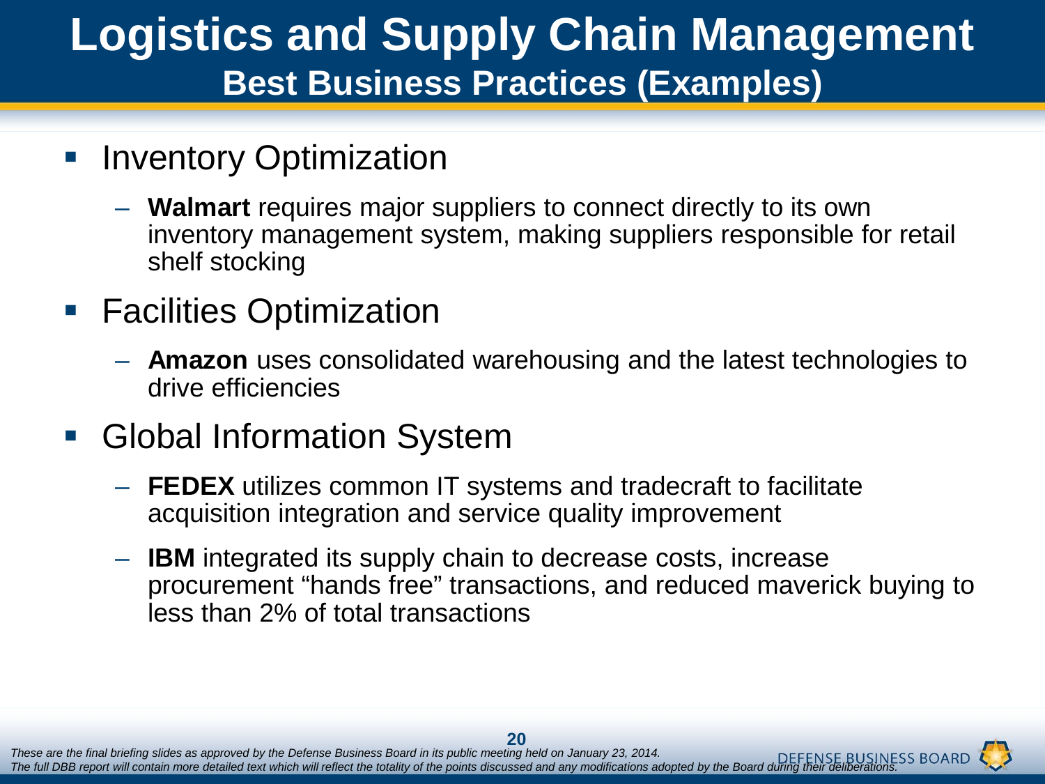# Logistics and Supply Chain Management

## Best Business Practices (Examples)

- Inventory Optimization
  - **Walmart** requires major suppliers to connect directly to its own inventory management system, making suppliers responsible for retail shelf stocking
- Facilities Optimization
  - **Amazon** uses consolidated warehousing and the latest technologies to drive efficiencies
- Global Information System
  - **FEDEX** utilizes common IT systems and tradecraft to facilitate acquisition integration and service quality improvement
  - **IBM** integrated its supply chain to decrease costs, increase procurement "hands free" transactions, and reduced maverick buying to less than 2% of total transactions

*These are the final briefing slides as approved by the Defense Business Board in its public meeting held on January 23, 2014.*
*The full DBB report will contain more detailed text which will reflect the totality of the points discussed and any modifications adopted by the Board during their deliberations.*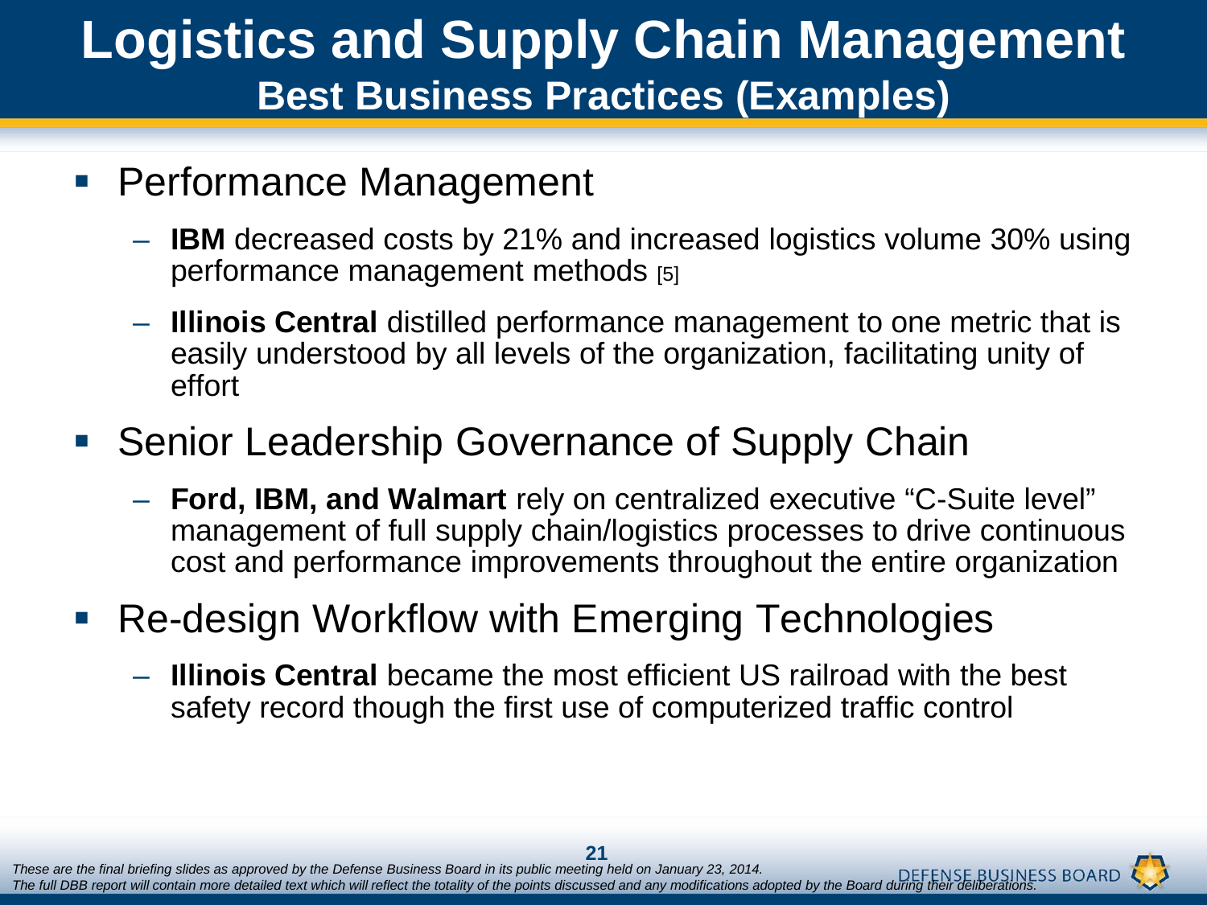# Logistics and Supply Chain Management

## Best Business Practices (Examples)

- Performance Management
  - **IBM** decreased costs by 21% and increased logistics volume 30% using performance management methods [5]
  - **Illinois Central** distilled performance management to one metric that is easily understood by all levels of the organization, facilitating unity of effort
- Senior Leadership Governance of Supply Chain
  - **Ford, IBM, and Walmart** rely on centralized executive "C-Suite level" management of full supply chain/logistics processes to drive continuous cost and performance improvements throughout the entire organization
- Re-design Workflow with Emerging Technologies
  - **Illinois Central** became the most efficient US railroad with the best safety record though the first use of computerized traffic control

*These are the final briefing slides as approved by the Defense Business Board in its public meeting held on January 23, 2014. The full DBB report will contain more detailed text which will reflect the totality of the points discussed and any modifications adopted by the Board during their deliberations.*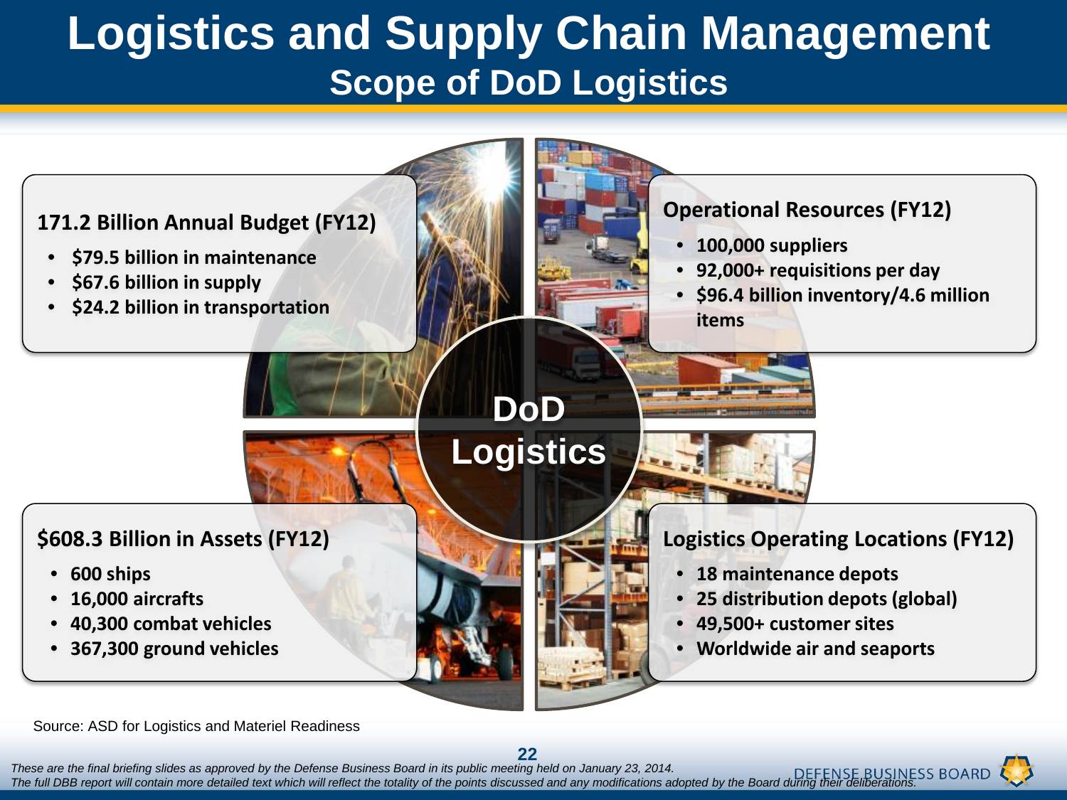# Logistics and Supply Chain Management

## Scope of DoD Logistics

### 171.2 Billion Annual Budget (FY12)

- $79.5 billion in maintenance
- $67.6 billion in supply
- $24.2 billion in transportation

### Operational Resources (FY12)

- 100,000 suppliers
- 92,000+ requisitions per day
- $96.4 billion inventory/4.6 million items

**DoD Logistics**

### $608.3 Billion in Assets (FY12)

- 600 ships
- 16,000 aircrafts
- 40,300 combat vehicles
- 367,300 ground vehicles

### Logistics Operating Locations (FY12)

- 18 maintenance depots
- 25 distribution depots (global)
- 49,500+ customer sites
- Worldwide air and seaports

Source: ASD for Logistics and Materiel Readiness

*These are the final briefing slides as approved by the Defense Business Board in its public meeting held on January 23, 2014. The full DBB report will contain more detailed text which will reflect the totality of the points discussed and any modifications adopted by the Board during their deliberations.*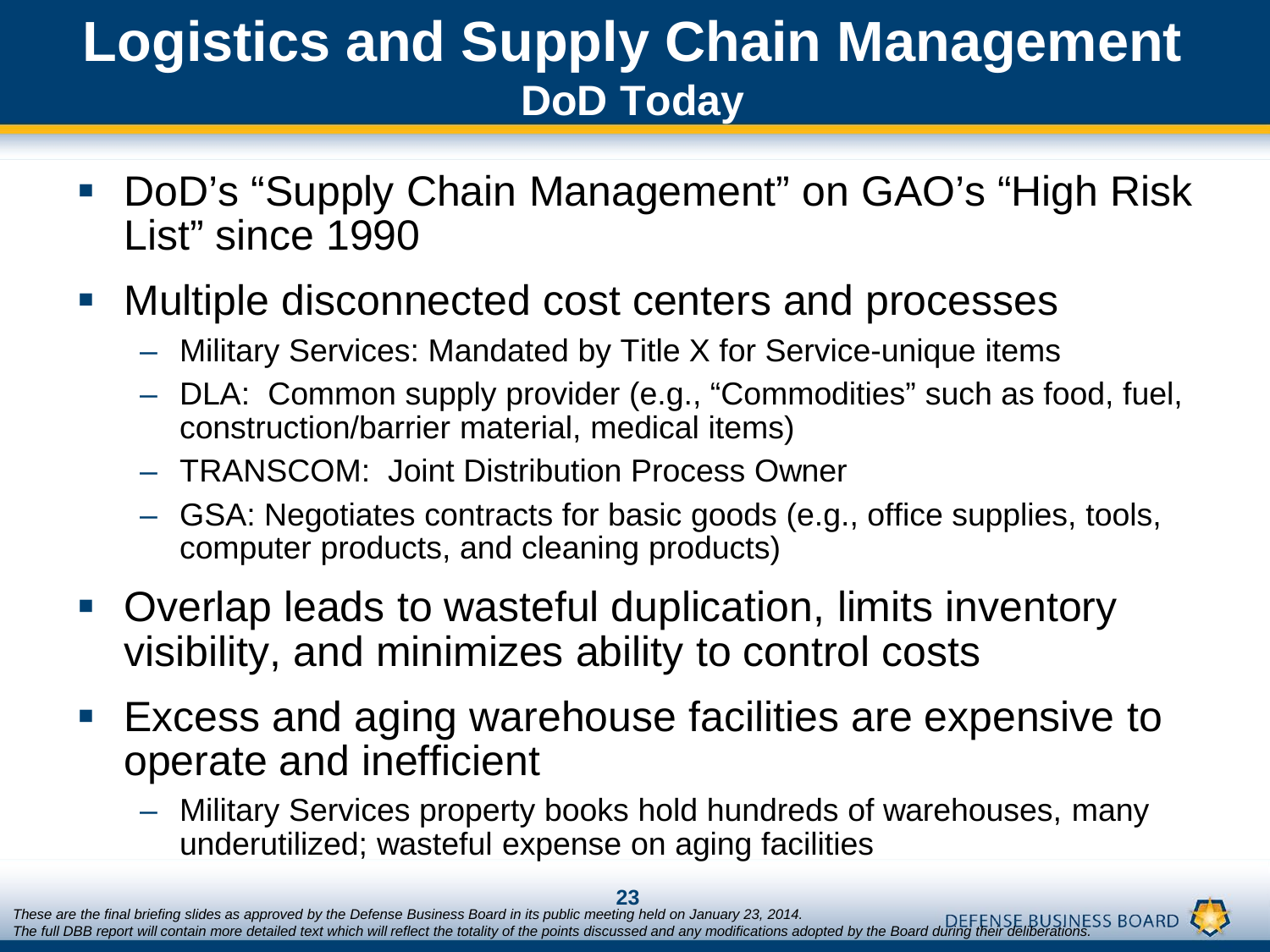# Logistics and Supply Chain Management

## DoD Today

- DoD's "Supply Chain Management" on GAO's "High Risk List" since 1990
- Multiple disconnected cost centers and processes
  - Military Services: Mandated by Title X for Service-unique items
  - DLA: Common supply provider (e.g., "Commodities" such as food, fuel, construction/barrier material, medical items)
  - TRANSCOM: Joint Distribution Process Owner
  - GSA: Negotiates contracts for basic goods (e.g., office supplies, tools, computer products, and cleaning products)
- Overlap leads to wasteful duplication, limits inventory visibility, and minimizes ability to control costs
- Excess and aging warehouse facilities are expensive to operate and inefficient
  - Military Services property books hold hundreds of warehouses, many underutilized; wasteful expense on aging facilities

*These are the final briefing slides as approved by the Defense Business Board in its public meeting held on January 23, 2014.*
*The full DBB report will contain more detailed text which will reflect the totality of the points discussed and any modifications adopted by the Board during their deliberations.*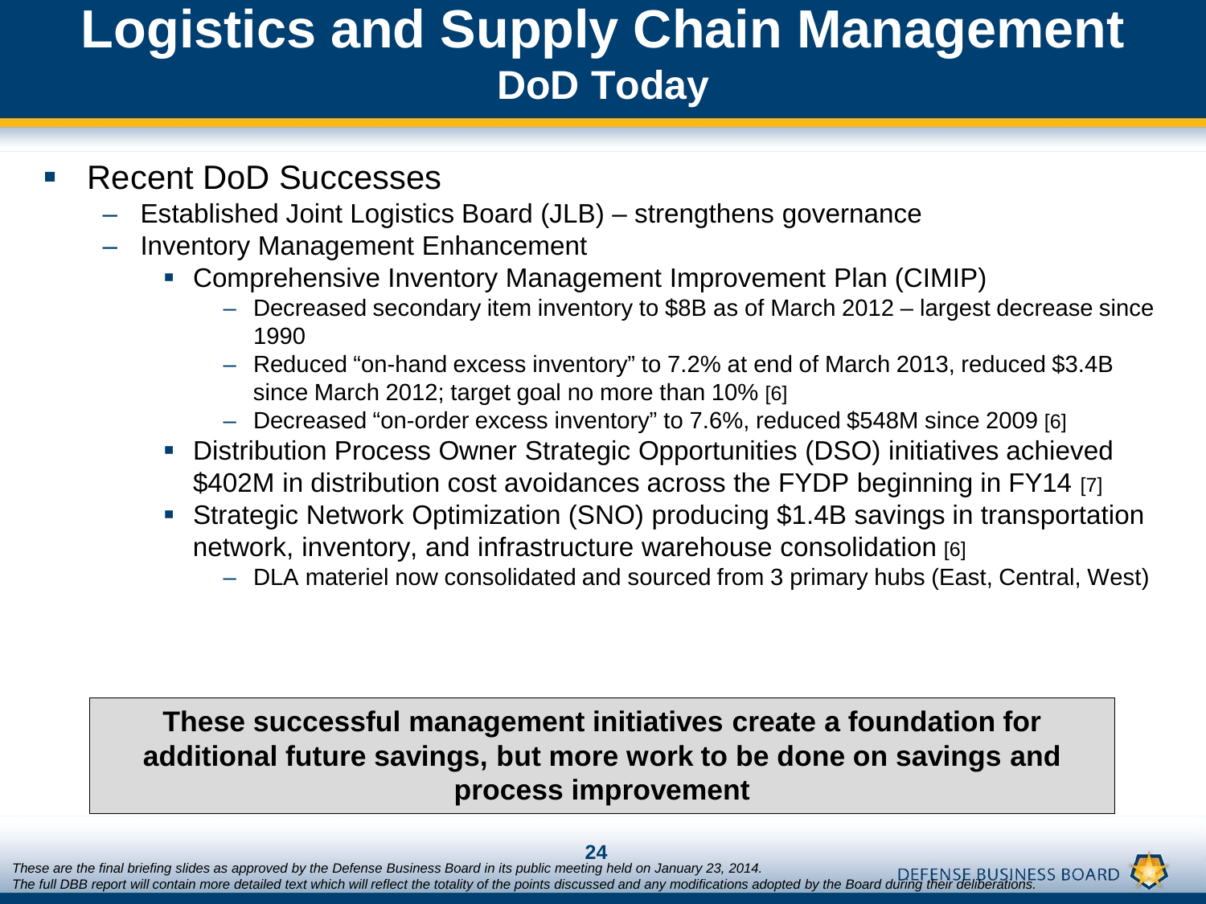# Logistics and Supply Chain Management
## DoD Today

- Recent DoD Successes
  - Established Joint Logistics Board (JLB) – strengthens governance
  - Inventory Management Enhancement
    - Comprehensive Inventory Management Improvement Plan (CIMIP)
      - Decreased secondary item inventory to $8B as of March 2012 – largest decrease since 1990
      - Reduced "on-hand excess inventory" to 7.2% at end of March 2013, reduced $3.4B since March 2012; target goal no more than 10% [6]
      - Decreased "on-order excess inventory" to 7.6%, reduced $548M since 2009 [6]
    - Distribution Process Owner Strategic Opportunities (DSO) initiatives achieved $402M in distribution cost avoidances across the FYDP beginning in FY14 [7]
    - Strategic Network Optimization (SNO) producing $1.4B savings in transportation network, inventory, and infrastructure warehouse consolidation [6]
      - DLA materiel now consolidated and sourced from 3 primary hubs (East, Central, West)

**These successful management initiatives create a foundation for additional future savings, but more work to be done on savings and process improvement**

*These are the final briefing slides as approved by the Defense Business Board in its public meeting held on January 23, 2014.*
*The full DBB report will contain more detailed text which will reflect the totality of the points discussed and any modifications adopted by the Board during their deliberations.*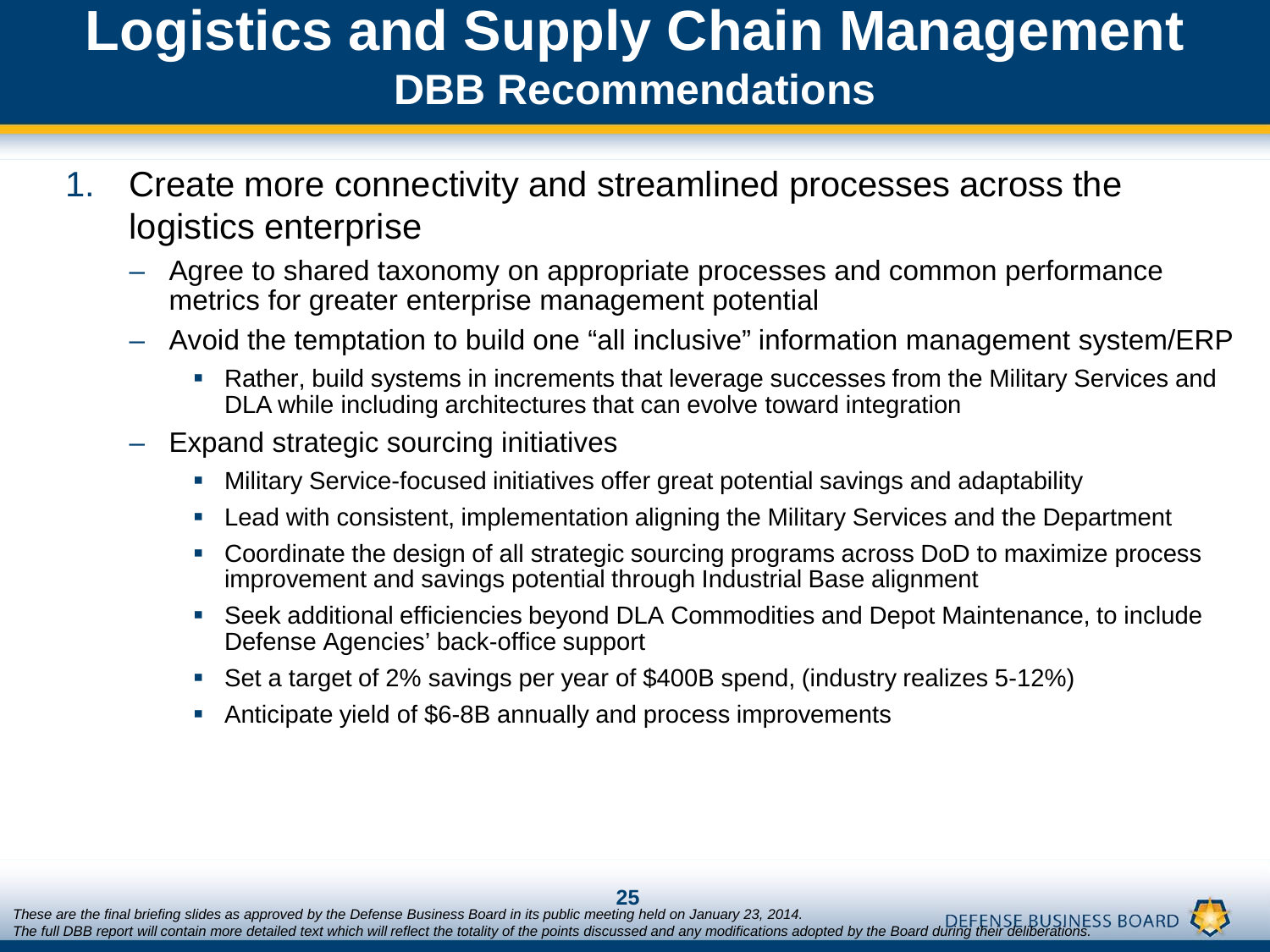# Logistics and Supply Chain Management

## DBB Recommendations

1. Create more connectivity and streamlined processes across the logistics enterprise
   - Agree to shared taxonomy on appropriate processes and common performance metrics for greater enterprise management potential
   - Avoid the temptation to build one "all inclusive" information management system/ERP
     - Rather, build systems in increments that leverage successes from the Military Services and DLA while including architectures that can evolve toward integration
   - Expand strategic sourcing initiatives
     - Military Service-focused initiatives offer great potential savings and adaptability
     - Lead with consistent, implementation aligning the Military Services and the Department
     - Coordinate the design of all strategic sourcing programs across DoD to maximize process improvement and savings potential through Industrial Base alignment
     - Seek additional efficiencies beyond DLA Commodities and Depot Maintenance, to include Defense Agencies' back-office support
     - Set a target of 2% savings per year of $400B spend, (industry realizes 5-12%)
     - Anticipate yield of $6-8B annually and process improvements

*These are the final briefing slides as approved by the Defense Business Board in its public meeting held on January 23, 2014.*
*The full DBB report will contain more detailed text which will reflect the totality of the points discussed and any modifications adopted by the Board during their deliberations.*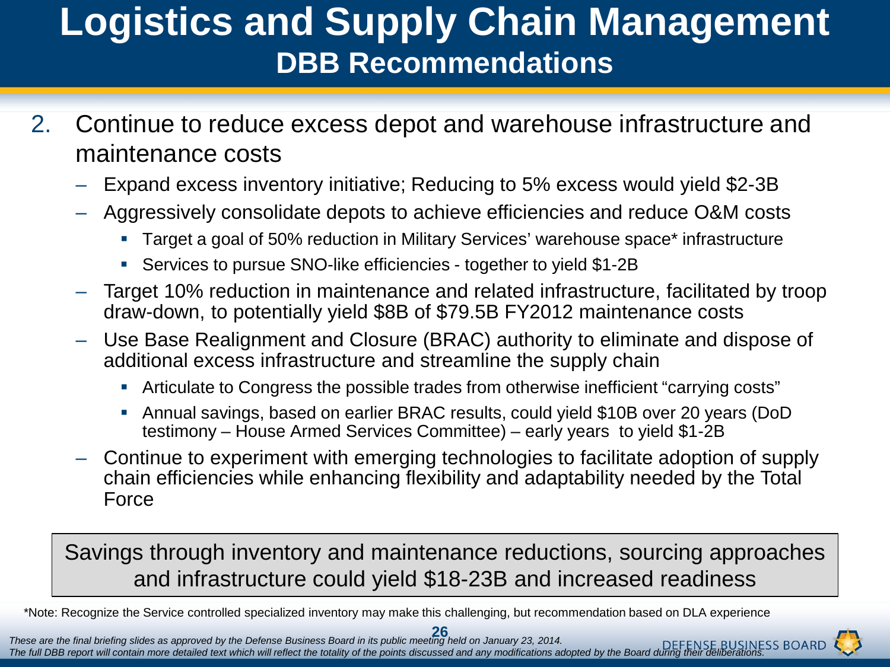# Logistics and Supply Chain Management

## DBB Recommendations

2. Continue to reduce excess depot and warehouse infrastructure and maintenance costs
   - Expand excess inventory initiative; Reducing to 5% excess would yield $2-3B
   - Aggressively consolidate depots to achieve efficiencies and reduce O&M costs
     - Target a goal of 50% reduction in Military Services' warehouse space* infrastructure
     - Services to pursue SNO-like efficiencies - together to yield $1-2B
   - Target 10% reduction in maintenance and related infrastructure, facilitated by troop draw-down, to potentially yield $8B of $79.5B FY2012 maintenance costs
   - Use Base Realignment and Closure (BRAC) authority to eliminate and dispose of additional excess infrastructure and streamline the supply chain
     - Articulate to Congress the possible trades from otherwise inefficient "carrying costs"
     - Annual savings, based on earlier BRAC results, could yield $10B over 20 years (DoD testimony – House Armed Services Committee) – early years to yield $1-2B
   - Continue to experiment with emerging technologies to facilitate adoption of supply chain efficiencies while enhancing flexibility and adaptability needed by the Total Force

Savings through inventory and maintenance reductions, sourcing approaches and infrastructure could yield $18-23B and increased readiness

*Note: Recognize the Service controlled specialized inventory may make this challenging, but recommendation based on DLA experience

*These are the final briefing slides as approved by the Defense Business Board in its public meeting held on January 23, 2014.*
*The full DBB report will contain more detailed text which will reflect the totality of the points discussed and any modifications adopted by the Board during their deliberations.*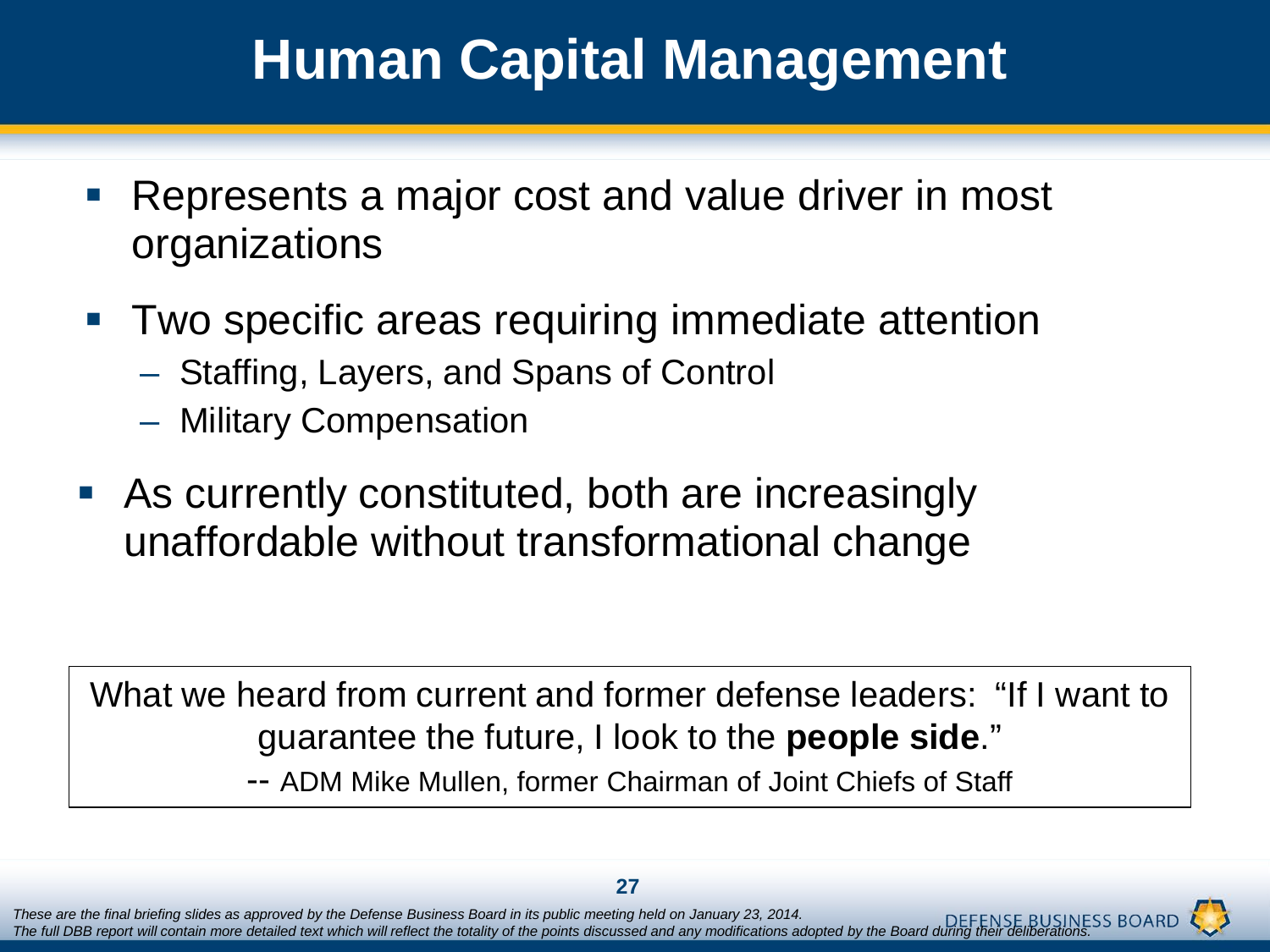# Human Capital Management

- Represents a major cost and value driver in most organizations
- Two specific areas requiring immediate attention
  - Staffing, Layers, and Spans of Control
  - Military Compensation
- As currently constituted, both are increasingly unaffordable without transformational change

> What we heard from current and former defense leaders: "If I want to guarantee the future, I look to the **people side**."
>
> -- ADM Mike Mullen, former Chairman of Joint Chiefs of Staff

*These are the final briefing slides as approved by the Defense Business Board in its public meeting held on January 23, 2014. The full DBB report will contain more detailed text which will reflect the totality of the points discussed and any modifications adopted by the Board during their deliberations.*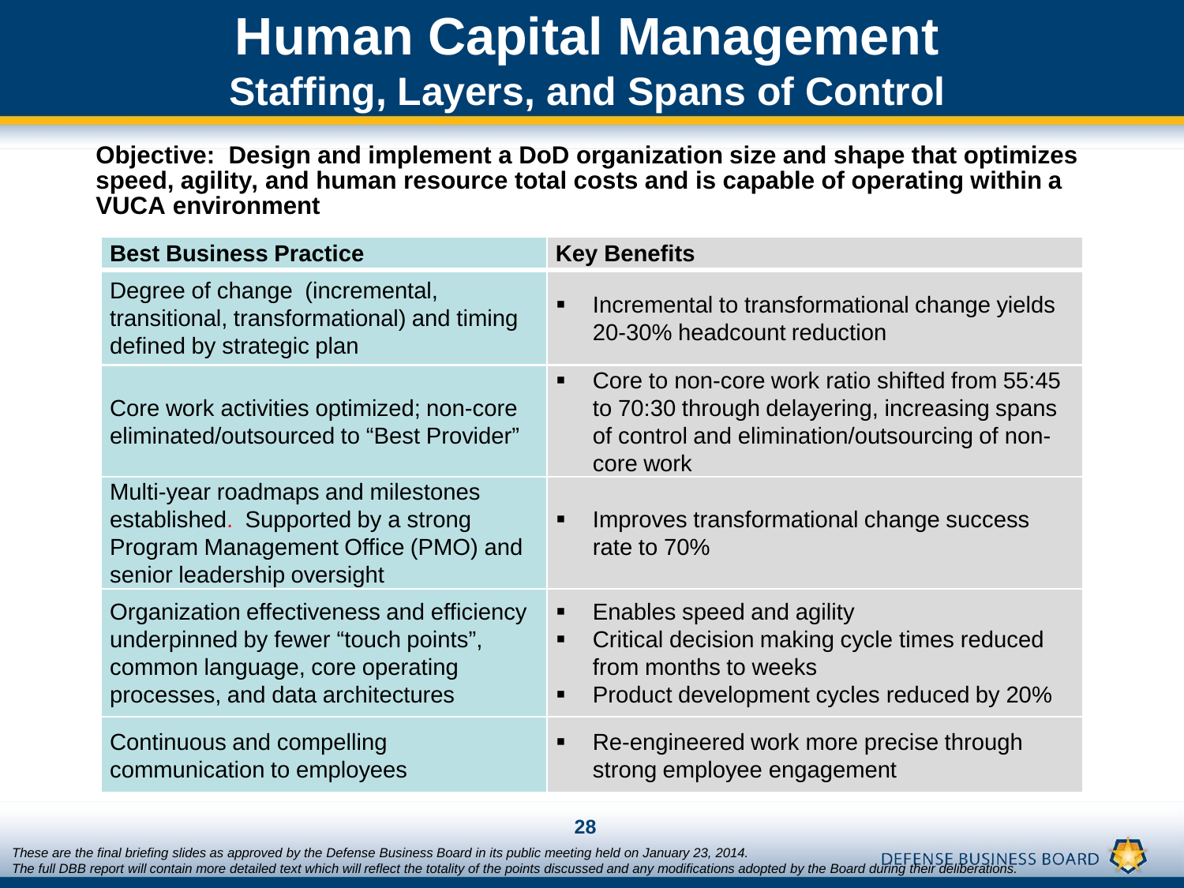# Human Capital Management

## Staffing, Layers, and Spans of Control

**Objective: Design and implement a DoD organization size and shape that optimizes speed, agility, and human resource total costs and is capable of operating within a VUCA environment**

| Best Business Practice | Key Benefits |
|---|---|
| Degree of change (incremental, transitional, transformational) and timing defined by strategic plan | ▪ Incremental to transformational change yields 20-30% headcount reduction |
| Core work activities optimized; non-core eliminated/outsourced to "Best Provider" | ▪ Core to non-core work ratio shifted from 55:45 to 70:30 through delayering, increasing spans of control and elimination/outsourcing of non-core work |
| Multi-year roadmaps and milestones established. Supported by a strong Program Management Office (PMO) and senior leadership oversight | ▪ Improves transformational change success rate to 70% |
| Organization effectiveness and efficiency underpinned by fewer "touch points", common language, core operating processes, and data architectures | ▪ Enables speed and agility<br>▪ Critical decision making cycle times reduced from months to weeks<br>▪ Product development cycles reduced by 20% |
| Continuous and compelling communication to employees | ▪ Re-engineered work more precise through strong employee engagement |

*These are the final briefing slides as approved by the Defense Business Board in its public meeting held on January 23, 2014. The full DBB report will contain more detailed text which will reflect the totality of the points discussed and any modifications adopted by the Board during their deliberations.*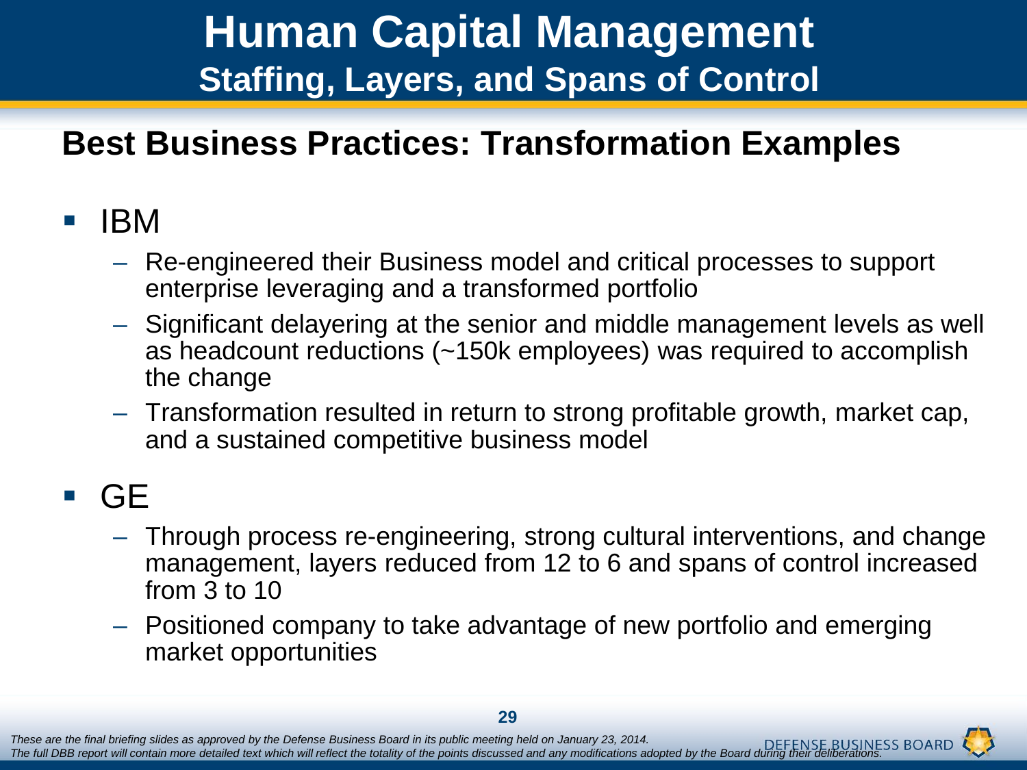# Human Capital Management

## Staffing, Layers, and Spans of Control

### Best Business Practices: Transformation Examples

- IBM
  - Re-engineered their Business model and critical processes to support enterprise leveraging and a transformed portfolio
  - Significant delayering at the senior and middle management levels as well as headcount reductions (~150k employees) was required to accomplish the change
  - Transformation resulted in return to strong profitable growth, market cap, and a sustained competitive business model
- GE
  - Through process re-engineering, strong cultural interventions, and change management, layers reduced from 12 to 6 and spans of control increased from 3 to 10
  - Positioned company to take advantage of new portfolio and emerging market opportunities

*These are the final briefing slides as approved by the Defense Business Board in its public meeting held on January 23, 2014.*
*The full DBB report will contain more detailed text which will reflect the totality of the points discussed and any modifications adopted by the Board during their deliberations.*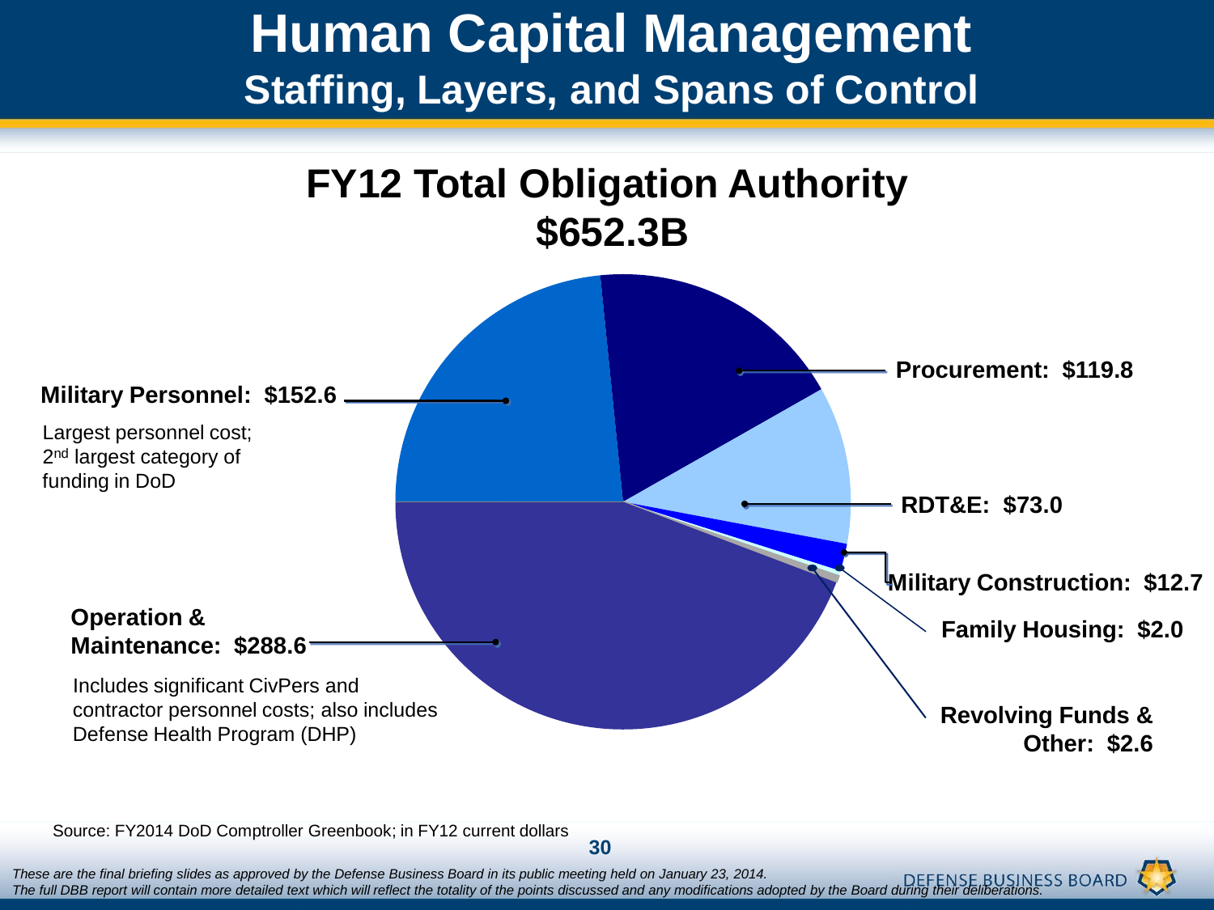# Human Capital Management

## Staffing, Layers, and Spans of Control

### FY12 Total Obligation Authority $652.3B

**Military Personnel: $152.6**

Largest personnel cost; 2nd largest category of funding in DoD

**Procurement: $119.8**

**RDT&E: $73.0**

**Military Construction: $12.7**

**Family Housing: $2.0**

**Revolving Funds & Other: $2.6**

**Operation & Maintenance: $288.6**

Includes significant CivPers and contractor personnel costs; also includes Defense Health Program (DHP)

Source: FY2014 DoD Comptroller Greenbook; in FY12 current dollars

*These are the final briefing slides as approved by the Defense Business Board in its public meeting held on January 23, 2014.*
*The full DBB report will contain more detailed text which will reflect the totality of the points discussed and any modifications adopted by the Board during their deliberations.*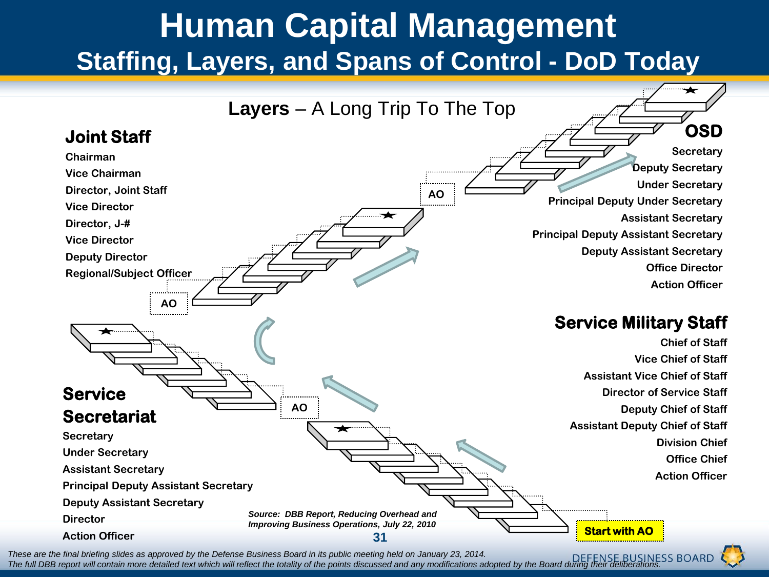# Human Capital Management

## Staffing, Layers, and Spans of Control - DoD Today

**Layers** – A Long Trip To The Top

### Joint Staff

- Chairman
- Vice Chairman
- Director, Joint Staff
- Vice Director
- Director, J-#
- Vice Director
- Deputy Director
- Regional/Subject Officer

### OSD

- Secretary
- Deputy Secretary
- Under Secretary
- Principal Deputy Under Secretary
- Assistant Secretary
- Principal Deputy Assistant Secretary
- Deputy Assistant Secretary
- Office Director
- Action Officer

### Service Military Staff

- Chief of Staff
- Vice Chief of Staff
- Assistant Vice Chief of Staff
- Director of Service Staff
- Deputy Chief of Staff
- Assistant Deputy Chief of Staff
- Division Chief
- Office Chief
- Action Officer

### Service Secretariat

- Secretary
- Under Secretary
- Assistant Secretary
- Principal Deputy Assistant Secretary
- Deputy Assistant Secretary
- Director
- Action Officer

AO

AO

AO

**Start with AO**

*Source: DBB Report, Reducing Overhead and Improving Business Operations, July 22, 2010*

*These are the final briefing slides as approved by the Defense Business Board in its public meeting held on January 23, 2014. The full DBB report will contain more detailed text which will reflect the totality of the points discussed and any modifications adopted by the Board during their deliberations.*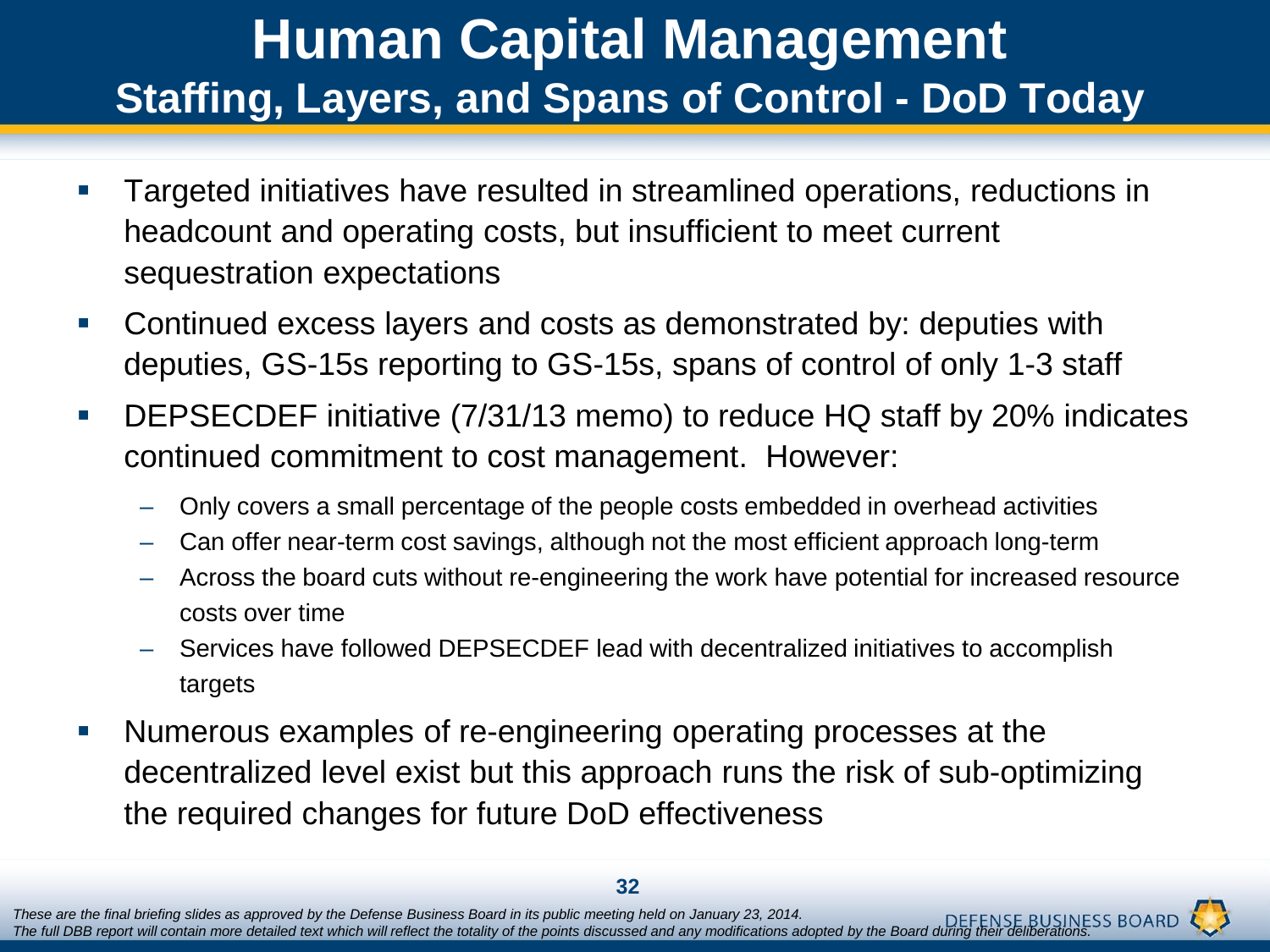# Human Capital Management

## Staffing, Layers, and Spans of Control - DoD Today

- Targeted initiatives have resulted in streamlined operations, reductions in headcount and operating costs, but insufficient to meet current sequestration expectations
- Continued excess layers and costs as demonstrated by: deputies with deputies, GS-15s reporting to GS-15s, spans of control of only 1-3 staff
- DEPSECDEF initiative (7/31/13 memo) to reduce HQ staff by 20% indicates continued commitment to cost management. However:
  - Only covers a small percentage of the people costs embedded in overhead activities
  - Can offer near-term cost savings, although not the most efficient approach long-term
  - Across the board cuts without re-engineering the work have potential for increased resource costs over time
  - Services have followed DEPSECDEF lead with decentralized initiatives to accomplish targets
- Numerous examples of re-engineering operating processes at the decentralized level exist but this approach runs the risk of sub-optimizing the required changes for future DoD effectiveness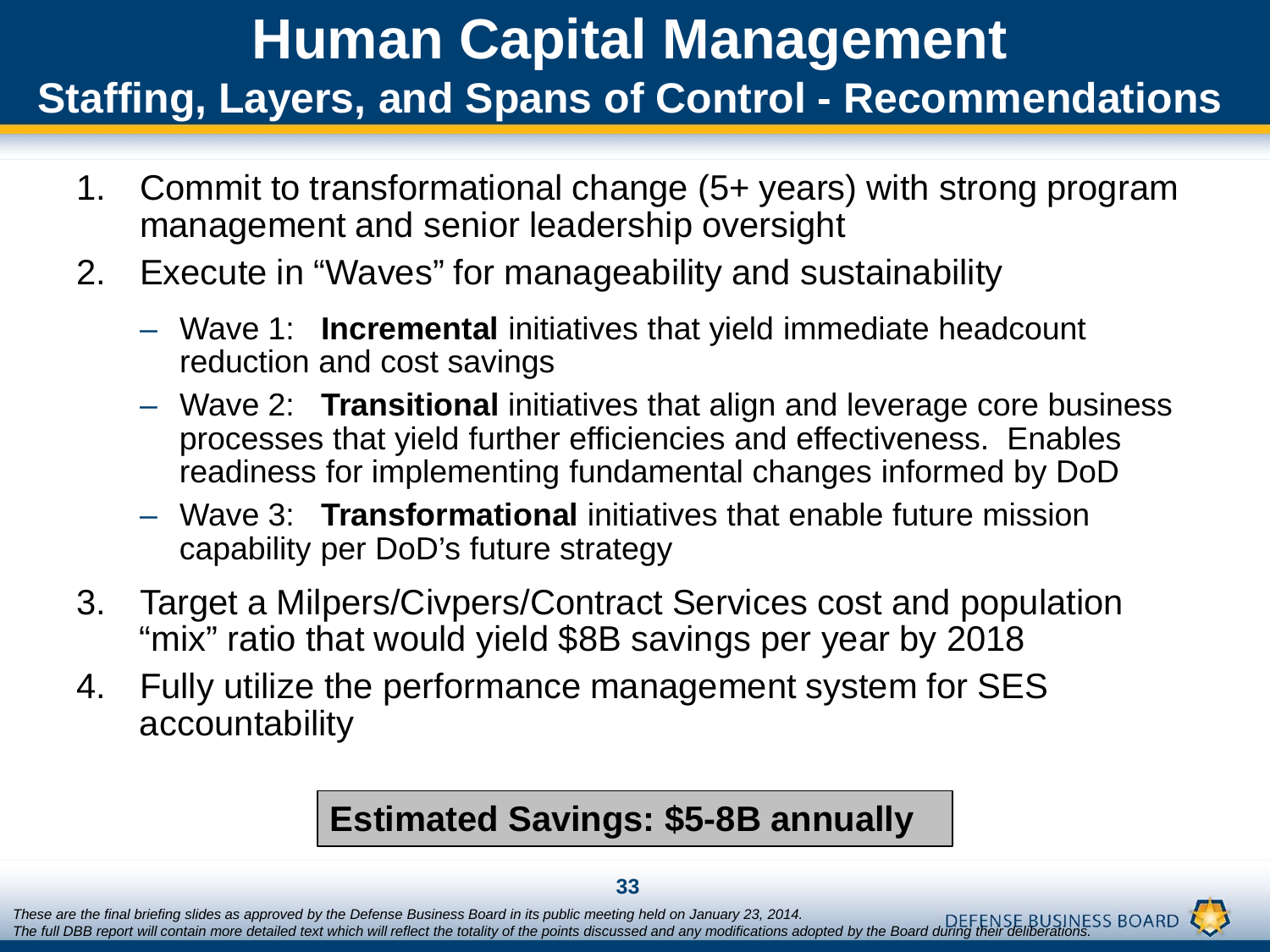# Human Capital Management

## Staffing, Layers, and Spans of Control - Recommendations

1. Commit to transformational change (5+ years) with strong program management and senior leadership oversight
2. Execute in "Waves" for manageability and sustainability
   - Wave 1: **Incremental** initiatives that yield immediate headcount reduction and cost savings
   - Wave 2: **Transitional** initiatives that align and leverage core business processes that yield further efficiencies and effectiveness. Enables readiness for implementing fundamental changes informed by DoD
   - Wave 3: **Transformational** initiatives that enable future mission capability per DoD's future strategy
3. Target a Milpers/Civpers/Contract Services cost and population "mix" ratio that would yield $8B savings per year by 2018
4. Fully utilize the performance management system for SES accountability

**Estimated Savings: $5-8B annually**

*These are the final briefing slides as approved by the Defense Business Board in its public meeting held on January 23, 2014.*
*The full DBB report will contain more detailed text which will reflect the totality of the points discussed and any modifications adopted by the Board during their deliberations.*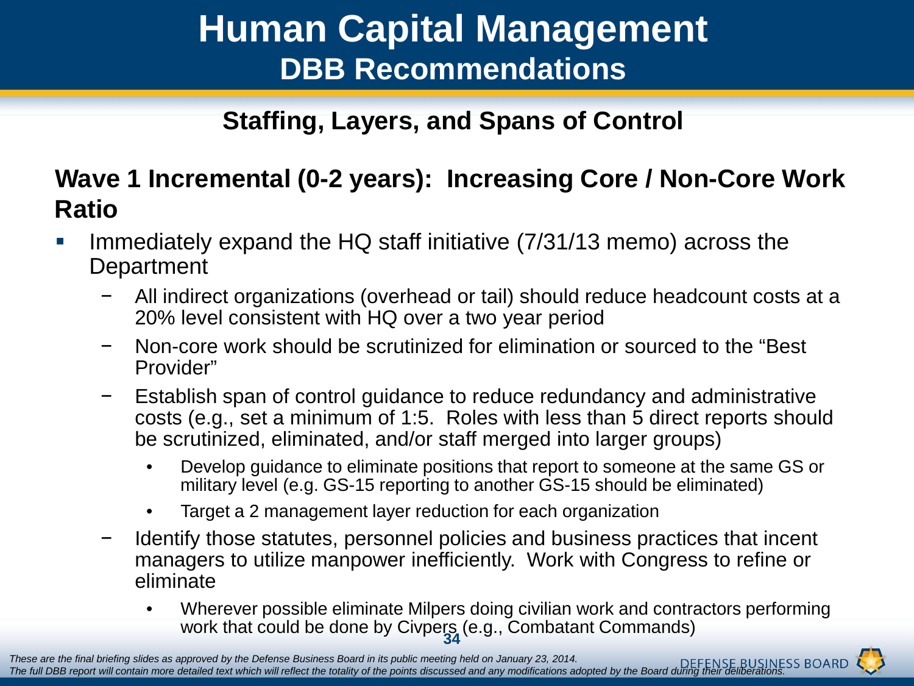# Human Capital Management

## DBB Recommendations

### Staffing, Layers, and Spans of Control

### Wave 1 Incremental (0-2 years): Increasing Core / Non-Core Work Ratio

- Immediately expand the HQ staff initiative (7/31/13 memo) across the Department
  - All indirect organizations (overhead or tail) should reduce headcount costs at a 20% level consistent with HQ over a two year period
  - Non-core work should be scrutinized for elimination or sourced to the "Best Provider"
  - Establish span of control guidance to reduce redundancy and administrative costs (e.g., set a minimum of 1:5. Roles with less than 5 direct reports should be scrutinized, eliminated, and/or staff merged into larger groups)
    - Develop guidance to eliminate positions that report to someone at the same GS or military level (e.g. GS-15 reporting to another GS-15 should be eliminated)
    - Target a 2 management layer reduction for each organization
  - Identify those statutes, personnel policies and business practices that incent managers to utilize manpower inefficiently. Work with Congress to refine or eliminate
    - Wherever possible eliminate Milpers doing civilian work and contractors performing work that could be done by Civpers (e.g., Combatant Commands)

*These are the final briefing slides as approved by the Defense Business Board in its public meeting held on January 23, 2014. The full DBB report will contain more detailed text which will reflect the totality of the points discussed and any modifications adopted by the Board during their deliberations.*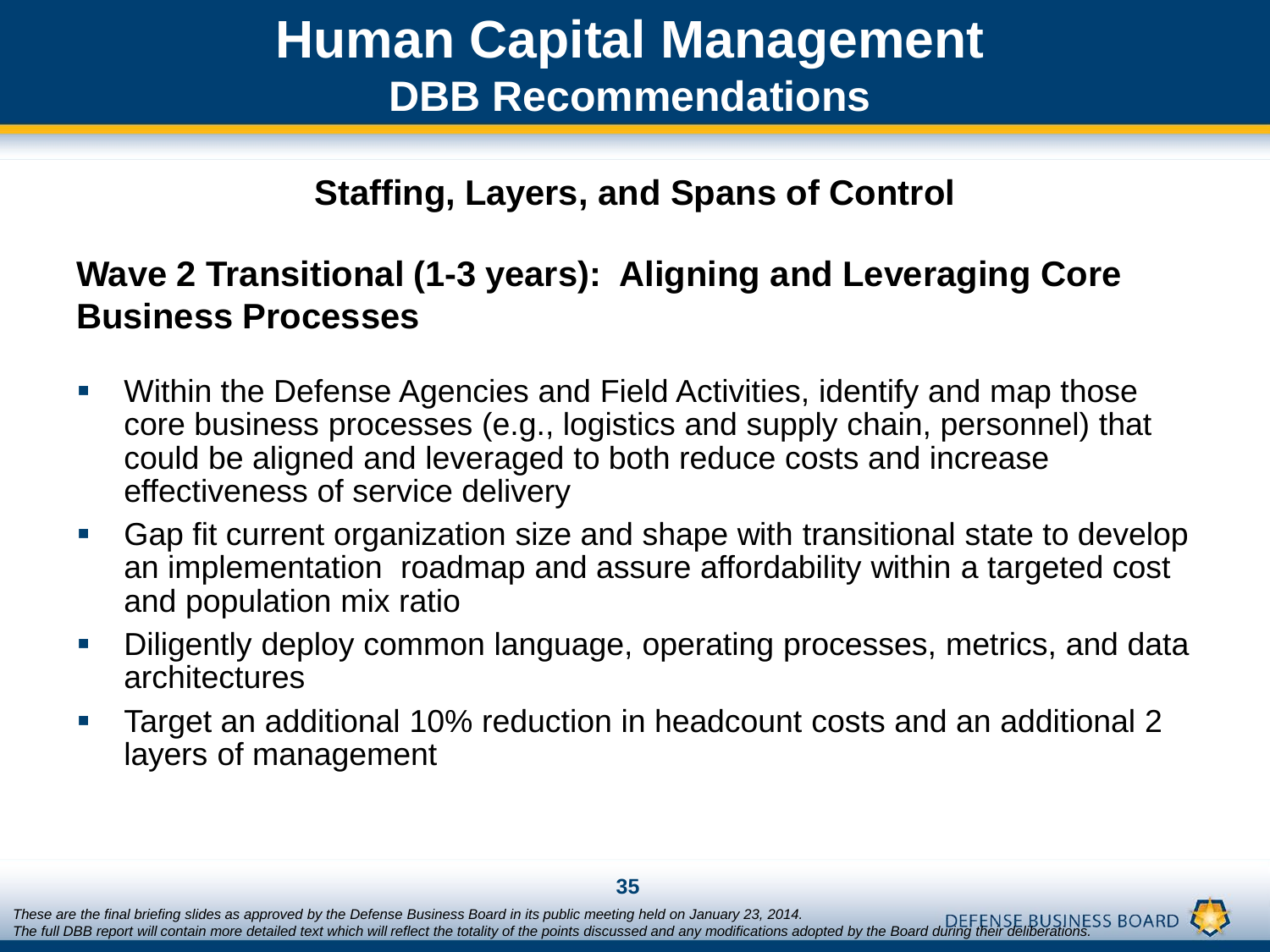# Human Capital Management

## DBB Recommendations

### Staffing, Layers, and Spans of Control

### Wave 2 Transitional (1-3 years): Aligning and Leveraging Core Business Processes

- Within the Defense Agencies and Field Activities, identify and map those core business processes (e.g., logistics and supply chain, personnel) that could be aligned and leveraged to both reduce costs and increase effectiveness of service delivery
- Gap fit current organization size and shape with transitional state to develop an implementation roadmap and assure affordability within a targeted cost and population mix ratio
- Diligently deploy common language, operating processes, metrics, and data architectures
- Target an additional 10% reduction in headcount costs and an additional 2 layers of management

*These are the final briefing slides as approved by the Defense Business Board in its public meeting held on January 23, 2014.*
*The full DBB report will contain more detailed text which will reflect the totality of the points discussed and any modifications adopted by the Board during their deliberations.*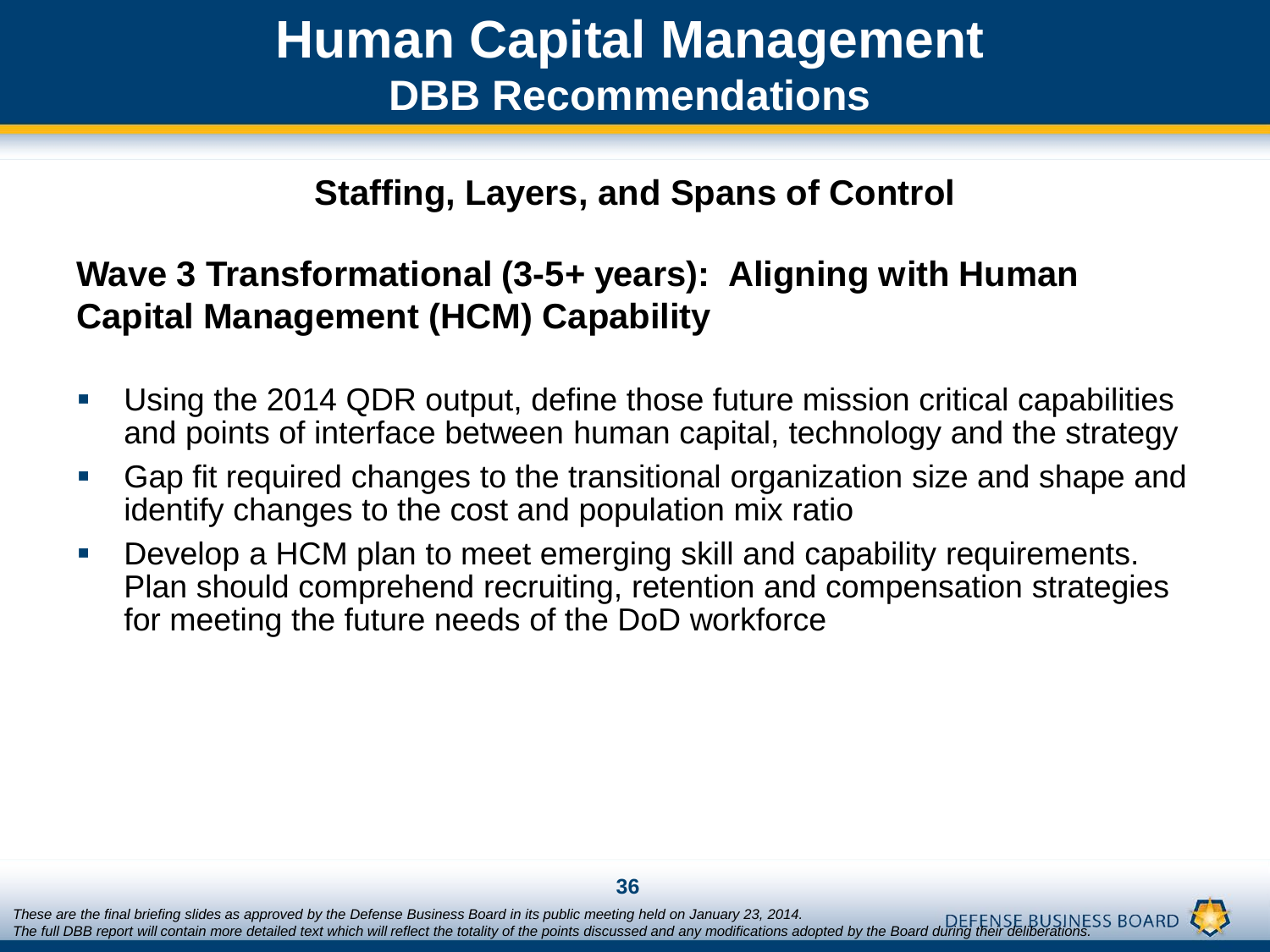# Human Capital Management
## DBB Recommendations

### Staffing, Layers, and Spans of Control

### Wave 3 Transformational (3-5+ years): Aligning with Human Capital Management (HCM) Capability

- Using the 2014 QDR output, define those future mission critical capabilities and points of interface between human capital, technology and the strategy
- Gap fit required changes to the transitional organization size and shape and identify changes to the cost and population mix ratio
- Develop a HCM plan to meet emerging skill and capability requirements. Plan should comprehend recruiting, retention and compensation strategies for meeting the future needs of the DoD workforce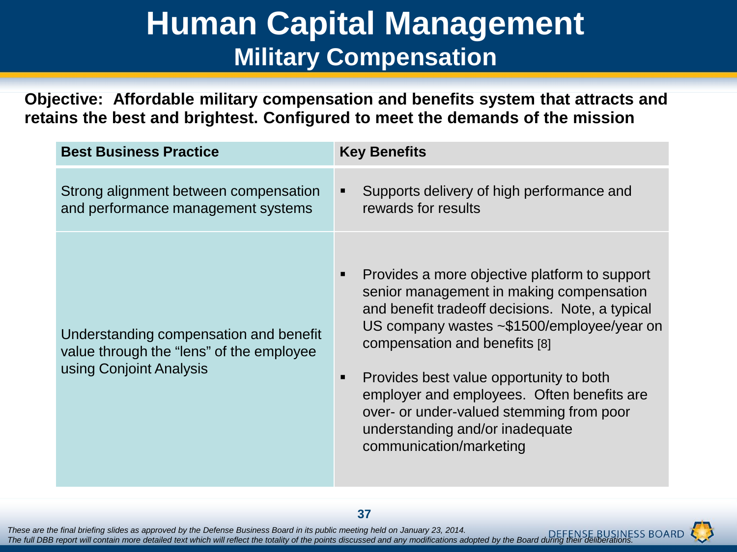# Human Capital Management
## Military Compensation

**Objective: Affordable military compensation and benefits system that attracts and retains the best and brightest. Configured to meet the demands of the mission**

| Best Business Practice | Key Benefits |
|---|---|
| Strong alignment between compensation and performance management systems | ▪ Supports delivery of high performance and rewards for results |
| Understanding compensation and benefit value through the "lens" of the employee using Conjoint Analysis | ▪ Provides a more objective platform to support senior management in making compensation and benefit tradeoff decisions. Note, a typical US company wastes ~$1500/employee/year on compensation and benefits [8] <br><br> ▪ Provides best value opportunity to both employer and employees. Often benefits are over- or under-valued stemming from poor understanding and/or inadequate communication/marketing |

*These are the final briefing slides as approved by the Defense Business Board in its public meeting held on January 23, 2014.*
*The full DBB report will contain more detailed text which will reflect the totality of the points discussed and any modifications adopted by the Board during their deliberations.*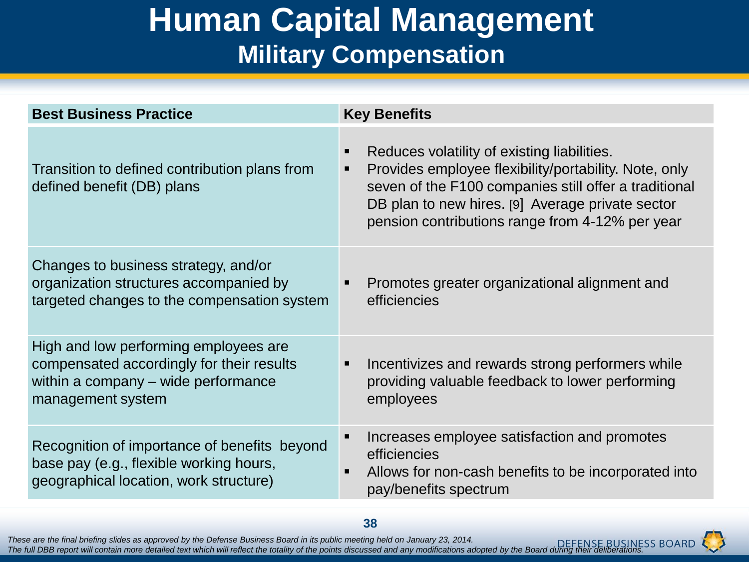# Human Capital Management
## Military Compensation

| Best Business Practice | Key Benefits |
| --- | --- |
| Transition to defined contribution plans from defined benefit (DB) plans | ▪ Reduces volatility of existing liabilities.<br>▪ Provides employee flexibility/portability. Note, only seven of the F100 companies still offer a traditional DB plan to new hires. [9] Average private sector pension contributions range from 4-12% per year |
| Changes to business strategy, and/or organization structures accompanied by targeted changes to the compensation system | ▪ Promotes greater organizational alignment and efficiencies |
| High and low performing employees are compensated accordingly for their results within a company – wide performance management system | ▪ Incentivizes and rewards strong performers while providing valuable feedback to lower performing employees |
| Recognition of importance of benefits beyond base pay (e.g., flexible working hours, geographical location, work structure) | ▪ Increases employee satisfaction and promotes efficiencies<br>▪ Allows for non-cash benefits to be incorporated into pay/benefits spectrum |

*These are the final briefing slides as approved by the Defense Business Board in its public meeting held on January 23, 2014.*
*The full DBB report will contain more detailed text which will reflect the totality of the points discussed and any modifications adopted by the Board during their deliberations.*

DEFENSE BUSINESS BOARD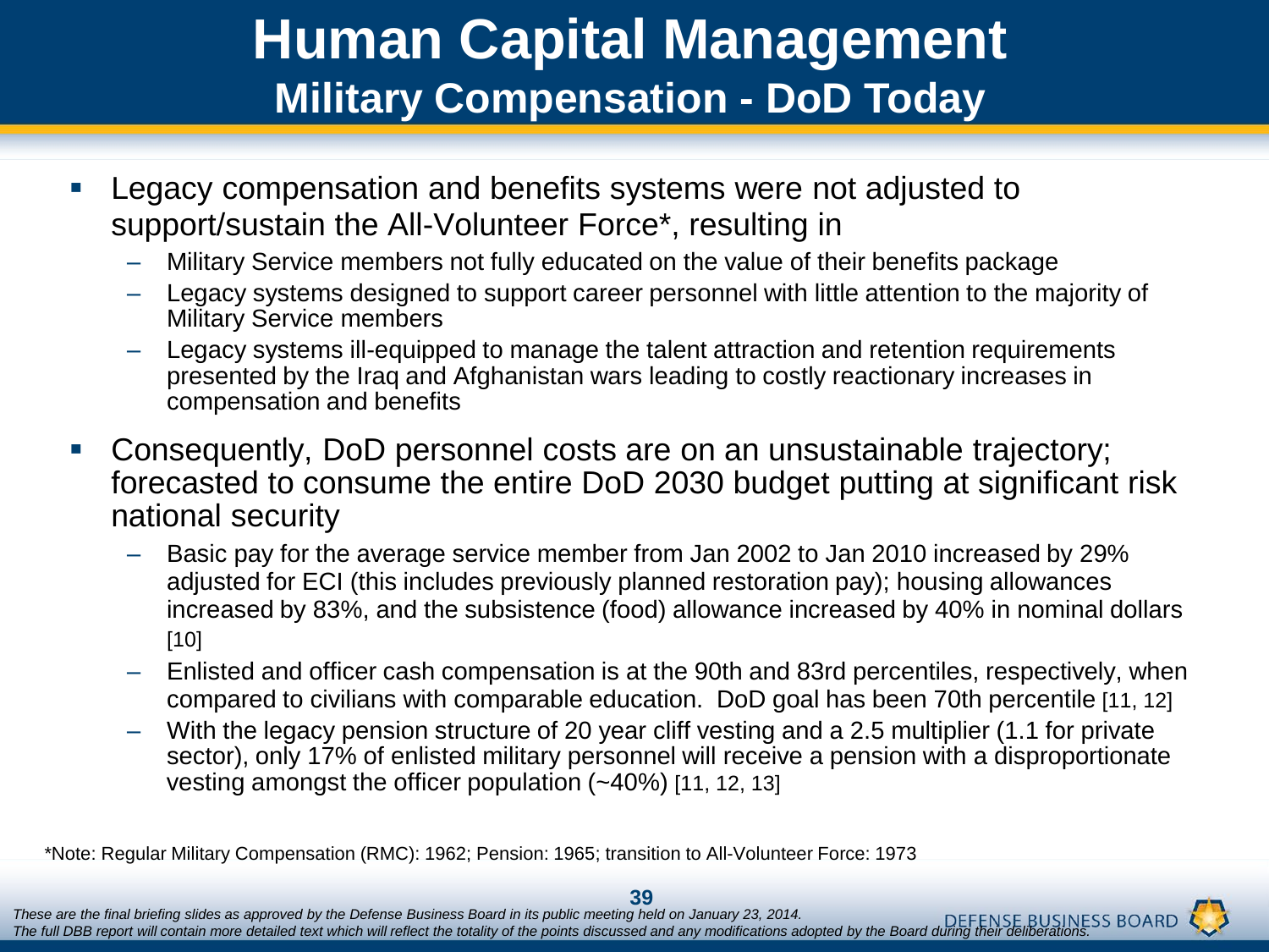# Human Capital Management

## Military Compensation - DoD Today

- Legacy compensation and benefits systems were not adjusted to support/sustain the All-Volunteer Force*, resulting in
  - Military Service members not fully educated on the value of their benefits package
  - Legacy systems designed to support career personnel with little attention to the majority of Military Service members
  - Legacy systems ill-equipped to manage the talent attraction and retention requirements presented by the Iraq and Afghanistan wars leading to costly reactionary increases in compensation and benefits
- Consequently, DoD personnel costs are on an unsustainable trajectory; forecasted to consume the entire DoD 2030 budget putting at significant risk national security
  - Basic pay for the average service member from Jan 2002 to Jan 2010 increased by 29% adjusted for ECI (this includes previously planned restoration pay); housing allowances increased by 83%, and the subsistence (food) allowance increased by 40% in nominal dollars [10]
  - Enlisted and officer cash compensation is at the 90th and 83rd percentiles, respectively, when compared to civilians with comparable education. DoD goal has been 70th percentile [11, 12]
  - With the legacy pension structure of 20 year cliff vesting and a 2.5 multiplier (1.1 for private sector), only 17% of enlisted military personnel will receive a pension with a disproportionate vesting amongst the officer population (~40%) [11, 12, 13]

*Note: Regular Military Compensation (RMC): 1962; Pension: 1965; transition to All-Volunteer Force: 1973

*These are the final briefing slides as approved by the Defense Business Board in its public meeting held on January 23, 2014.*
*The full DBB report will contain more detailed text which will reflect the totality of the points discussed and any modifications adopted by the Board during their deliberations.*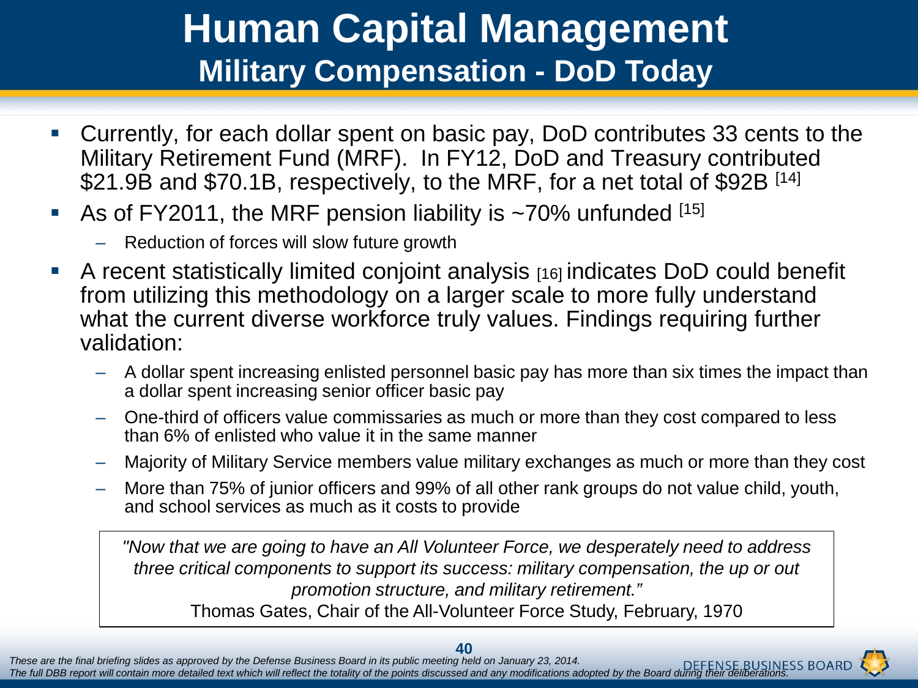# Human Capital Management

## Military Compensation - DoD Today

- Currently, for each dollar spent on basic pay, DoD contributes 33 cents to the Military Retirement Fund (MRF). In FY12, DoD and Treasury contributed $21.9B and $70.1B, respectively, to the MRF, for a net total of $92B [14]
- As of FY2011, the MRF pension liability is ~70% unfunded [15]
  - Reduction of forces will slow future growth
- A recent statistically limited conjoint analysis [16] indicates DoD could benefit from utilizing this methodology on a larger scale to more fully understand what the current diverse workforce truly values. Findings requiring further validation:
  - A dollar spent increasing enlisted personnel basic pay has more than six times the impact than a dollar spent increasing senior officer basic pay
  - One-third of officers value commissaries as much or more than they cost compared to less than 6% of enlisted who value it in the same manner
  - Majority of Military Service members value military exchanges as much or more than they cost
  - More than 75% of junior officers and 99% of all other rank groups do not value child, youth, and school services as much as it costs to provide

> *"Now that we are going to have an All Volunteer Force, we desperately need to address three critical components to support its success: military compensation, the up or out promotion structure, and military retirement."*
>
> Thomas Gates, Chair of the All-Volunteer Force Study, February, 1970

*These are the final briefing slides as approved by the Defense Business Board in its public meeting held on January 23, 2014.*
*The full DBB report will contain more detailed text which will reflect the totality of the points discussed and any modifications adopted by the Board during their deliberations.*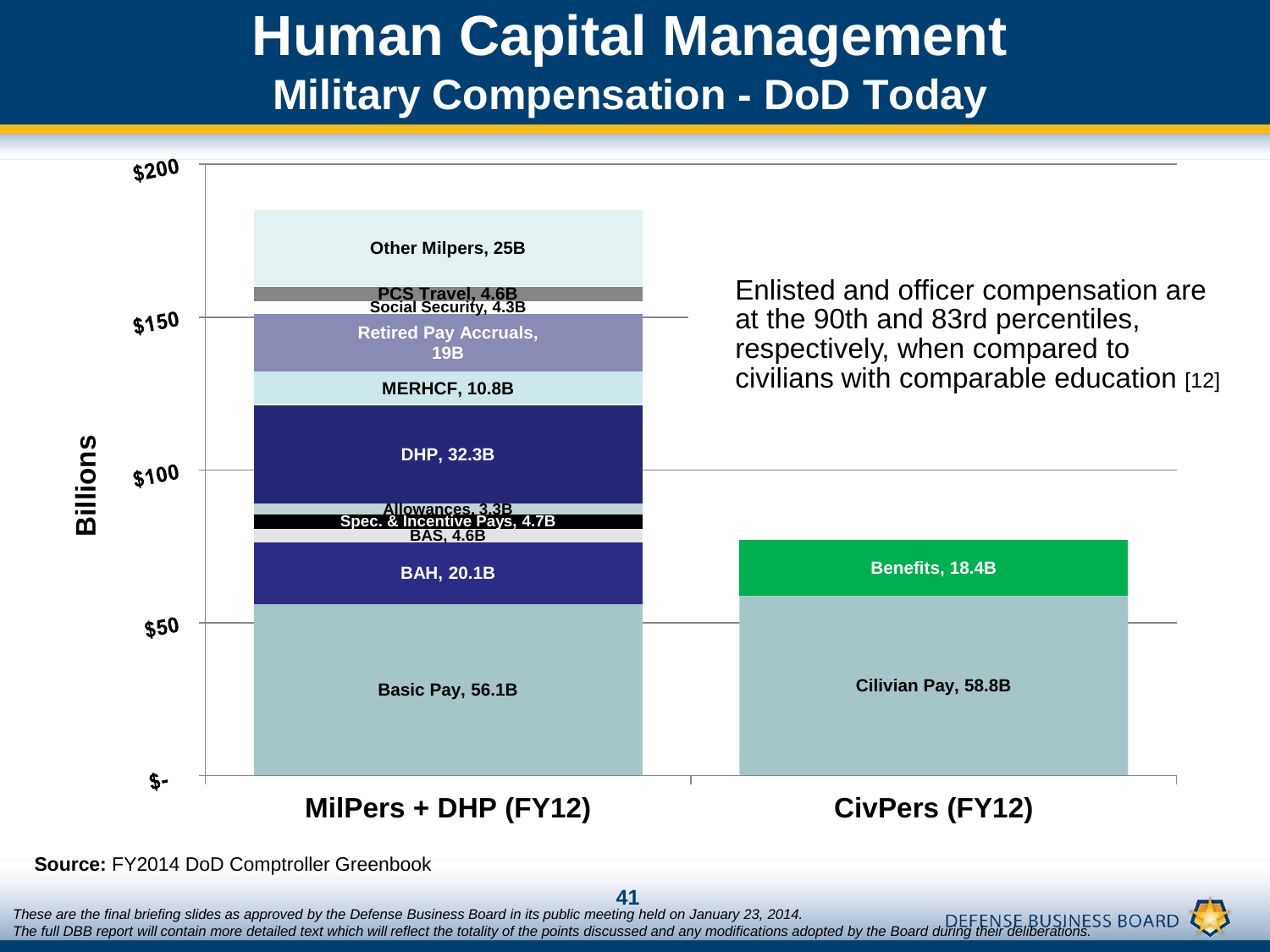# Human Capital Management

## Military Compensation - DoD Today

| Component | MilPers + DHP (FY12) | CivPers (FY12) |
|---|---|---|
| Basic Pay | 56.1B | |
| BAH | 20.1B | |
| BAS | 4.6B | |
| Spec. & Incentive Pays | 4.7B | |
| Allowances | 3.3B | |
| DHP | 32.3B | |
| MERHCF | 10.8B | |
| Retired Pay Accruals | 19B | |
| Social Security | 4.3B | |
| PCS Travel | 4.6B | |
| Other Milpers | 25B | |
| Cilivian Pay | | 58.8B |
| Benefits | | 18.4B |

Billions ($- to $200)

Enlisted and officer compensation are at the 90th and 83rd percentiles, respectively, when compared to civilians with comparable education [12]

**Source:** FY2014 DoD Comptroller Greenbook

*These are the final briefing slides as approved by the Defense Business Board in its public meeting held on January 23, 2014.*
*The full DBB report will contain more detailed text which will reflect the totality of the points discussed and any modifications adopted by the Board during their deliberations.*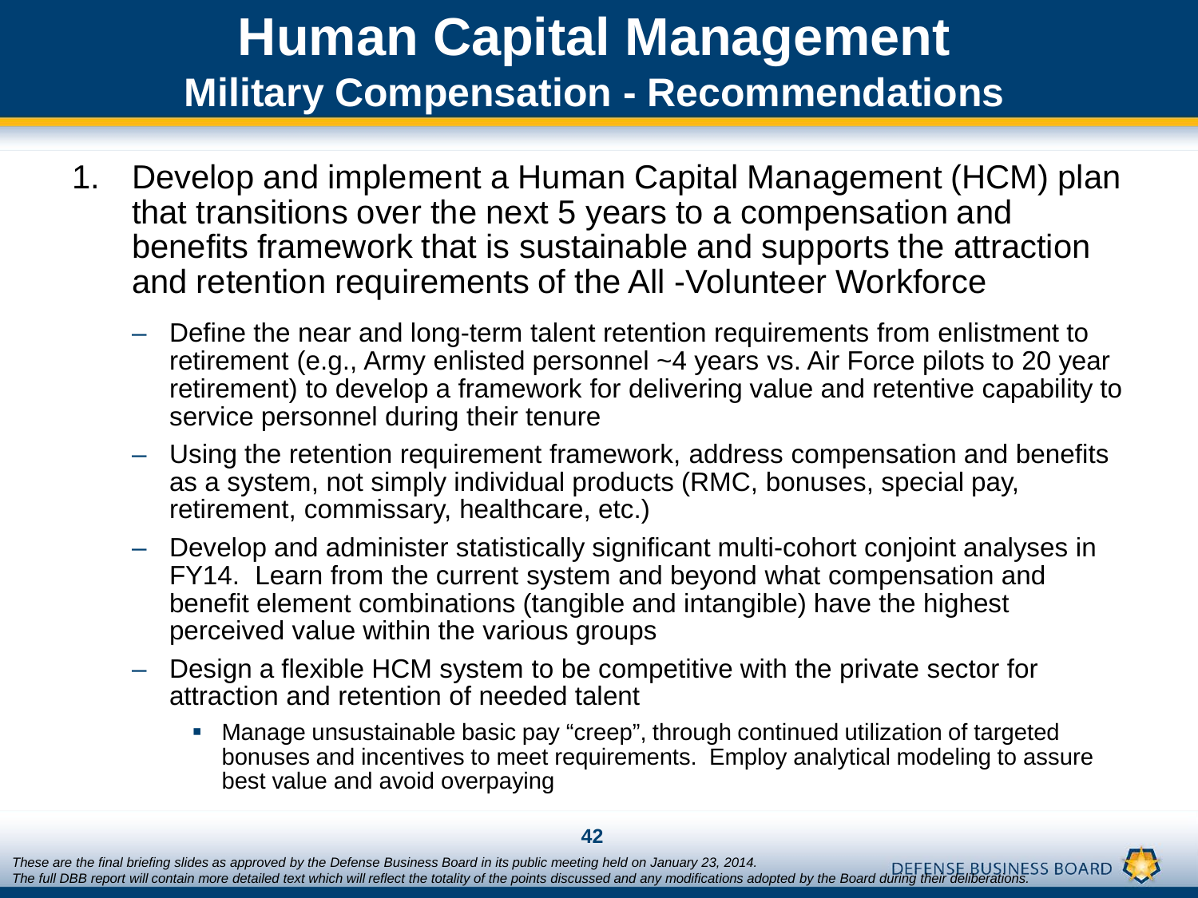# Human Capital Management

## Military Compensation - Recommendations

1. Develop and implement a Human Capital Management (HCM) plan that transitions over the next 5 years to a compensation and benefits framework that is sustainable and supports the attraction and retention requirements of the All -Volunteer Workforce
   - Define the near and long-term talent retention requirements from enlistment to retirement (e.g., Army enlisted personnel ~4 years vs. Air Force pilots to 20 year retirement) to develop a framework for delivering value and retentive capability to service personnel during their tenure
   - Using the retention requirement framework, address compensation and benefits as a system, not simply individual products (RMC, bonuses, special pay, retirement, commissary, healthcare, etc.)
   - Develop and administer statistically significant multi-cohort conjoint analyses in FY14. Learn from the current system and beyond what compensation and benefit element combinations (tangible and intangible) have the highest perceived value within the various groups
   - Design a flexible HCM system to be competitive with the private sector for attraction and retention of needed talent
     - Manage unsustainable basic pay "creep", through continued utilization of targeted bonuses and incentives to meet requirements. Employ analytical modeling to assure best value and avoid overpaying

*These are the final briefing slides as approved by the Defense Business Board in its public meeting held on January 23, 2014.*
*The full DBB report will contain more detailed text which will reflect the totality of the points discussed and any modifications adopted by the Board during their deliberations.*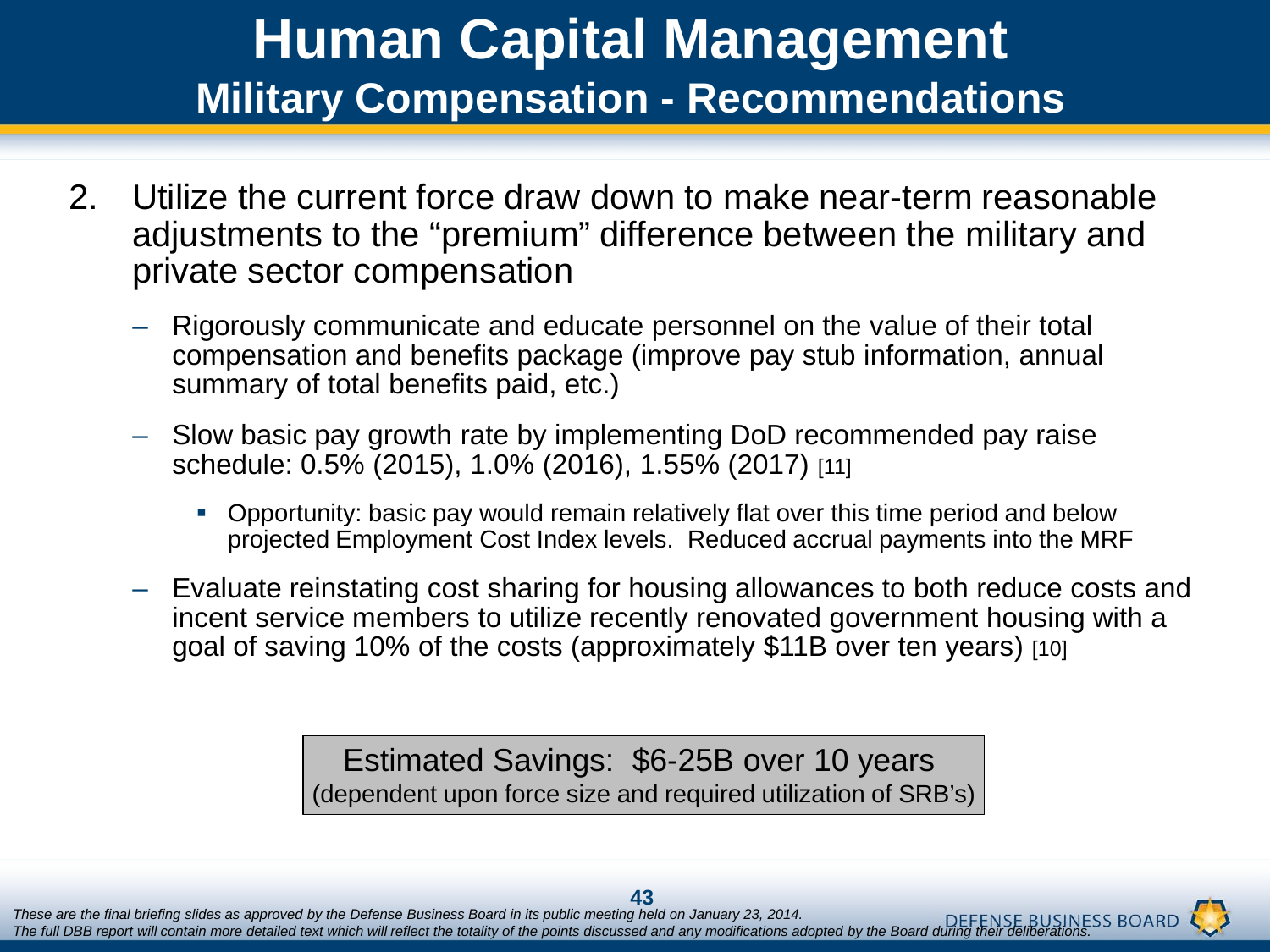# Human Capital Management

## Military Compensation - Recommendations

2. Utilize the current force draw down to make near-term reasonable adjustments to the "premium" difference between the military and private sector compensation

   - Rigorously communicate and educate personnel on the value of their total compensation and benefits package (improve pay stub information, annual summary of total benefits paid, etc.)
   - Slow basic pay growth rate by implementing DoD recommended pay raise schedule: 0.5% (2015), 1.0% (2016), 1.55% (2017) [11]
     - Opportunity: basic pay would remain relatively flat over this time period and below projected Employment Cost Index levels. Reduced accrual payments into the MRF
   - Evaluate reinstating cost sharing for housing allowances to both reduce costs and incent service members to utilize recently renovated government housing with a goal of saving 10% of the costs (approximately $11B over ten years) [10]

Estimated Savings: $6-25B over 10 years
(dependent upon force size and required utilization of SRB's)

*These are the final briefing slides as approved by the Defense Business Board in its public meeting held on January 23, 2014.*
*The full DBB report will contain more detailed text which will reflect the totality of the points discussed and any modifications adopted by the Board during their deliberations.*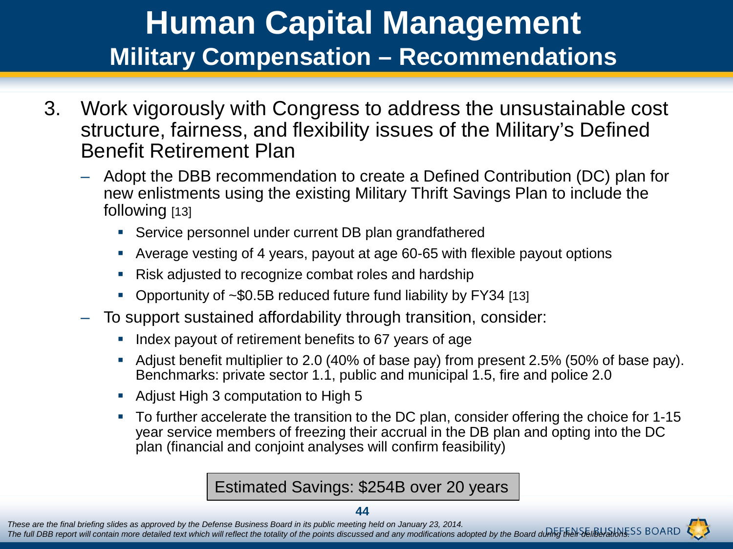# Human Capital Management

## Military Compensation – Recommendations

3. Work vigorously with Congress to address the unsustainable cost structure, fairness, and flexibility issues of the Military's Defined Benefit Retirement Plan
   - Adopt the DBB recommendation to create a Defined Contribution (DC) plan for new enlistments using the existing Military Thrift Savings Plan to include the following [13]
     - Service personnel under current DB plan grandfathered
     - Average vesting of 4 years, payout at age 60-65 with flexible payout options
     - Risk adjusted to recognize combat roles and hardship
     - Opportunity of ~$0.5B reduced future fund liability by FY34 [13]
   - To support sustained affordability through transition, consider:
     - Index payout of retirement benefits to 67 years of age
     - Adjust benefit multiplier to 2.0 (40% of base pay) from present 2.5% (50% of base pay). Benchmarks: private sector 1.1, public and municipal 1.5, fire and police 2.0
     - Adjust High 3 computation to High 5
     - To further accelerate the transition to the DC plan, consider offering the choice for 1-15 year service members of freezing their accrual in the DB plan and opting into the DC plan (financial and conjoint analyses will confirm feasibility)

**Estimated Savings: $254B over 20 years**

*These are the final briefing slides as approved by the Defense Business Board in its public meeting held on January 23, 2014.*
*The full DBB report will contain more detailed text which will reflect the totality of the points discussed and any modifications adopted by the Board during their deliberations.*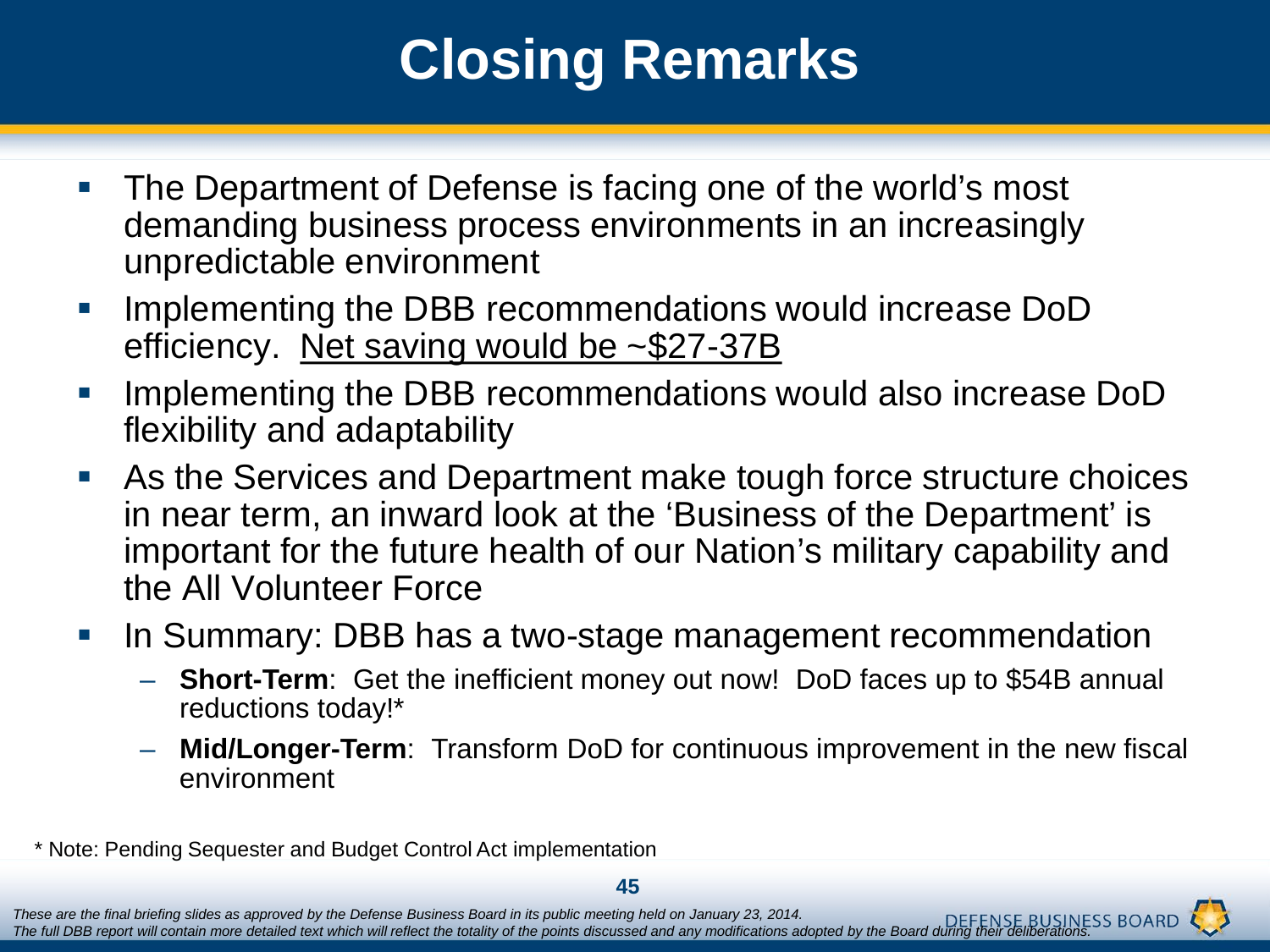# Closing Remarks

- The Department of Defense is facing one of the world's most demanding business process environments in an increasingly unpredictable environment
- Implementing the DBB recommendations would increase DoD efficiency. <u>Net saving would be ~$27-37B</u>
- Implementing the DBB recommendations would also increase DoD flexibility and adaptability
- As the Services and Department make tough force structure choices in near term, an inward look at the 'Business of the Department' is important for the future health of our Nation's military capability and the All Volunteer Force
- In Summary: DBB has a two-stage management recommendation
  - **Short-Term**: Get the inefficient money out now! DoD faces up to $54B annual reductions today!*
  - **Mid/Longer-Term**: Transform DoD for continuous improvement in the new fiscal environment

* Note: Pending Sequester and Budget Control Act implementation

*These are the final briefing slides as approved by the Defense Business Board in its public meeting held on January 23, 2014. The full DBB report will contain more detailed text which will reflect the totality of the points discussed and any modifications adopted by the Board during their deliberations.*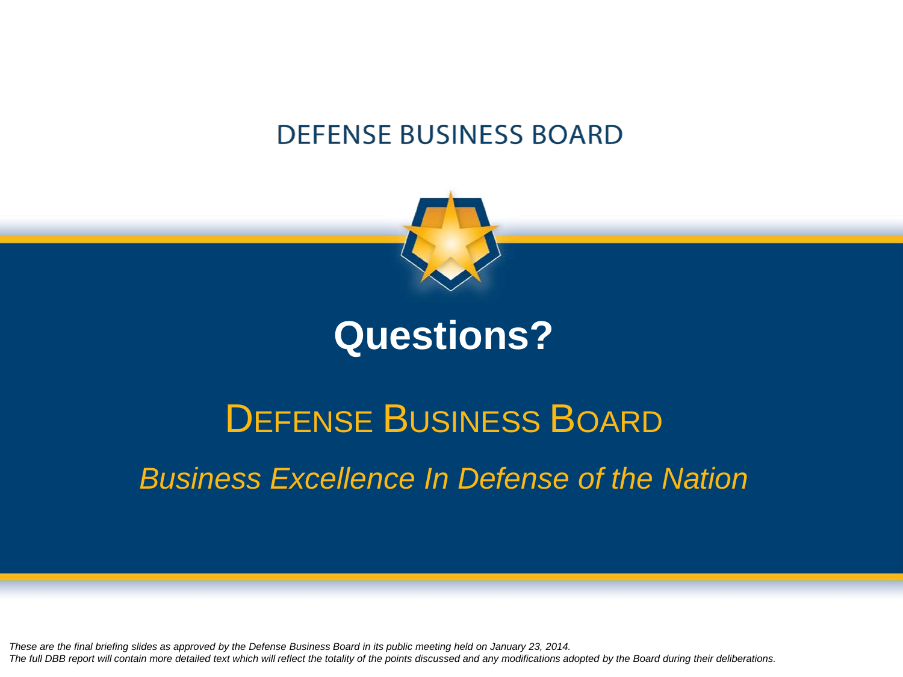DEFENSE BUSINESS BOARD

# Questions?

## DEFENSE BUSINESS BOARD

*Business Excellence In Defense of the Nation*

*These are the final briefing slides as approved by the Defense Business Board in its public meeting held on January 23, 2014.*
*The full DBB report will contain more detailed text which will reflect the totality of the points discussed and any modifications adopted by the Board during their deliberations.*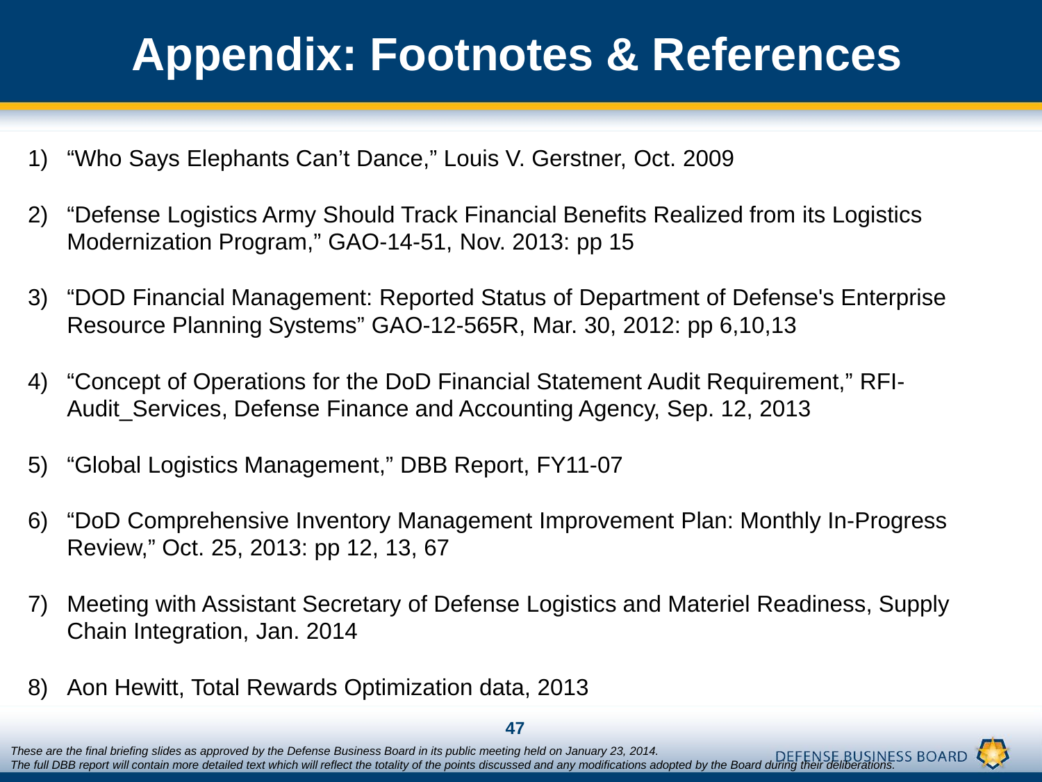# Appendix: Footnotes & References

1) "Who Says Elephants Can't Dance," Louis V. Gerstner, Oct. 2009
2) "Defense Logistics Army Should Track Financial Benefits Realized from its Logistics Modernization Program," GAO-14-51, Nov. 2013: pp 15
3) "DOD Financial Management: Reported Status of Department of Defense's Enterprise Resource Planning Systems" GAO-12-565R, Mar. 30, 2012: pp 6,10,13
4) "Concept of Operations for the DoD Financial Statement Audit Requirement," RFI-Audit_Services, Defense Finance and Accounting Agency, Sep. 12, 2013
5) "Global Logistics Management," DBB Report, FY11-07
6) "DoD Comprehensive Inventory Management Improvement Plan: Monthly In-Progress Review," Oct. 25, 2013: pp 12, 13, 67
7) Meeting with Assistant Secretary of Defense Logistics and Materiel Readiness, Supply Chain Integration, Jan. 2014
8) Aon Hewitt, Total Rewards Optimization data, 2013

*These are the final briefing slides as approved by the Defense Business Board in its public meeting held on January 23, 2014.*
*The full DBB report will contain more detailed text which will reflect the totality of the points discussed and any modifications adopted by the Board during their deliberations.*

DEFENSE BUSINESS BOARD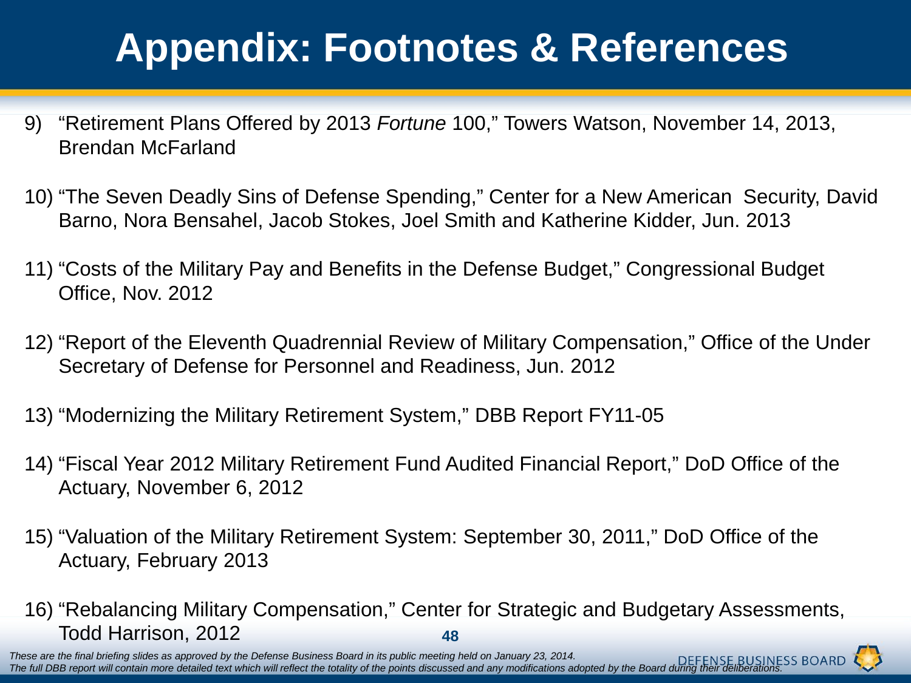# Appendix: Footnotes & References

9) "Retirement Plans Offered by 2013 *Fortune* 100," Towers Watson, November 14, 2013, Brendan McFarland

10) "The Seven Deadly Sins of Defense Spending," Center for a New American Security, David Barno, Nora Bensahel, Jacob Stokes, Joel Smith and Katherine Kidder, Jun. 2013

11) "Costs of the Military Pay and Benefits in the Defense Budget," Congressional Budget Office, Nov. 2012

12) "Report of the Eleventh Quadrennial Review of Military Compensation," Office of the Under Secretary of Defense for Personnel and Readiness, Jun. 2012

13) "Modernizing the Military Retirement System," DBB Report FY11-05

14) "Fiscal Year 2012 Military Retirement Fund Audited Financial Report," DoD Office of the Actuary, November 6, 2012

15) "Valuation of the Military Retirement System: September 30, 2011," DoD Office of the Actuary, February 2013

16) "Rebalancing Military Compensation," Center for Strategic and Budgetary Assessments, Todd Harrison, 2012

*These are the final briefing slides as approved by the Defense Business Board in its public meeting held on January 23, 2014.*
*The full DBB report will contain more detailed text which will reflect the totality of the points discussed and any modifications adopted by the Board during their deliberations.*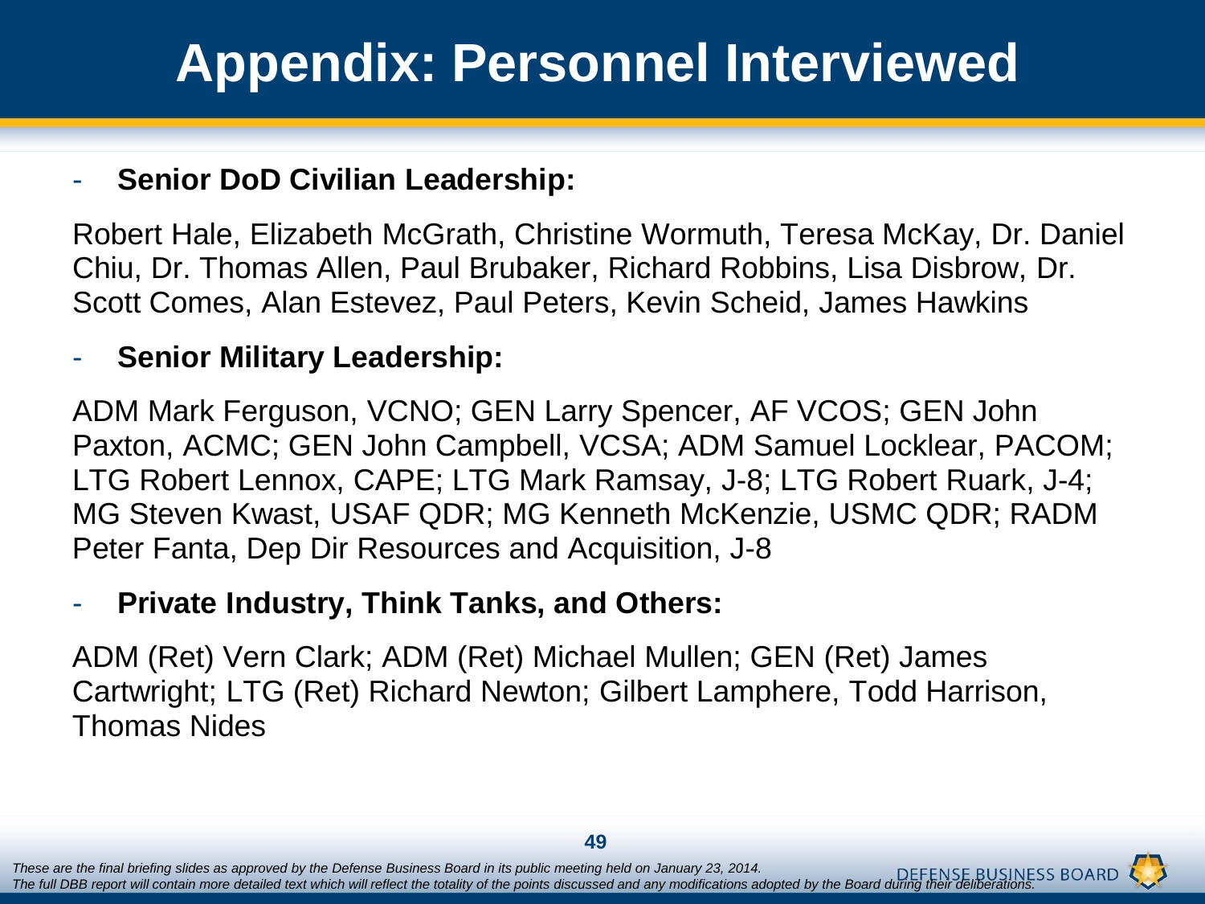# Appendix: Personnel Interviewed

- **Senior DoD Civilian Leadership:**

Robert Hale, Elizabeth McGrath, Christine Wormuth, Teresa McKay, Dr. Daniel Chiu, Dr. Thomas Allen, Paul Brubaker, Richard Robbins, Lisa Disbrow, Dr. Scott Comes, Alan Estevez, Paul Peters, Kevin Scheid, James Hawkins

- **Senior Military Leadership:**

ADM Mark Ferguson, VCNO; GEN Larry Spencer, AF VCOS; GEN John Paxton, ACMC; GEN John Campbell, VCSA; ADM Samuel Locklear, PACOM; LTG Robert Lennox, CAPE; LTG Mark Ramsay, J-8; LTG Robert Ruark, J-4; MG Steven Kwast, USAF QDR; MG Kenneth McKenzie, USMC QDR; RADM Peter Fanta, Dep Dir Resources and Acquisition, J-8

- **Private Industry, Think Tanks, and Others:**

ADM (Ret) Vern Clark; ADM (Ret) Michael Mullen; GEN (Ret) James Cartwright; LTG (Ret) Richard Newton; Gilbert Lamphere, Todd Harrison, Thomas Nides

*These are the final briefing slides as approved by the Defense Business Board in its public meeting held on January 23, 2014.*
*The full DBB report will contain more detailed text which will reflect the totality of the points discussed and any modifications adopted by the Board during their deliberations.*